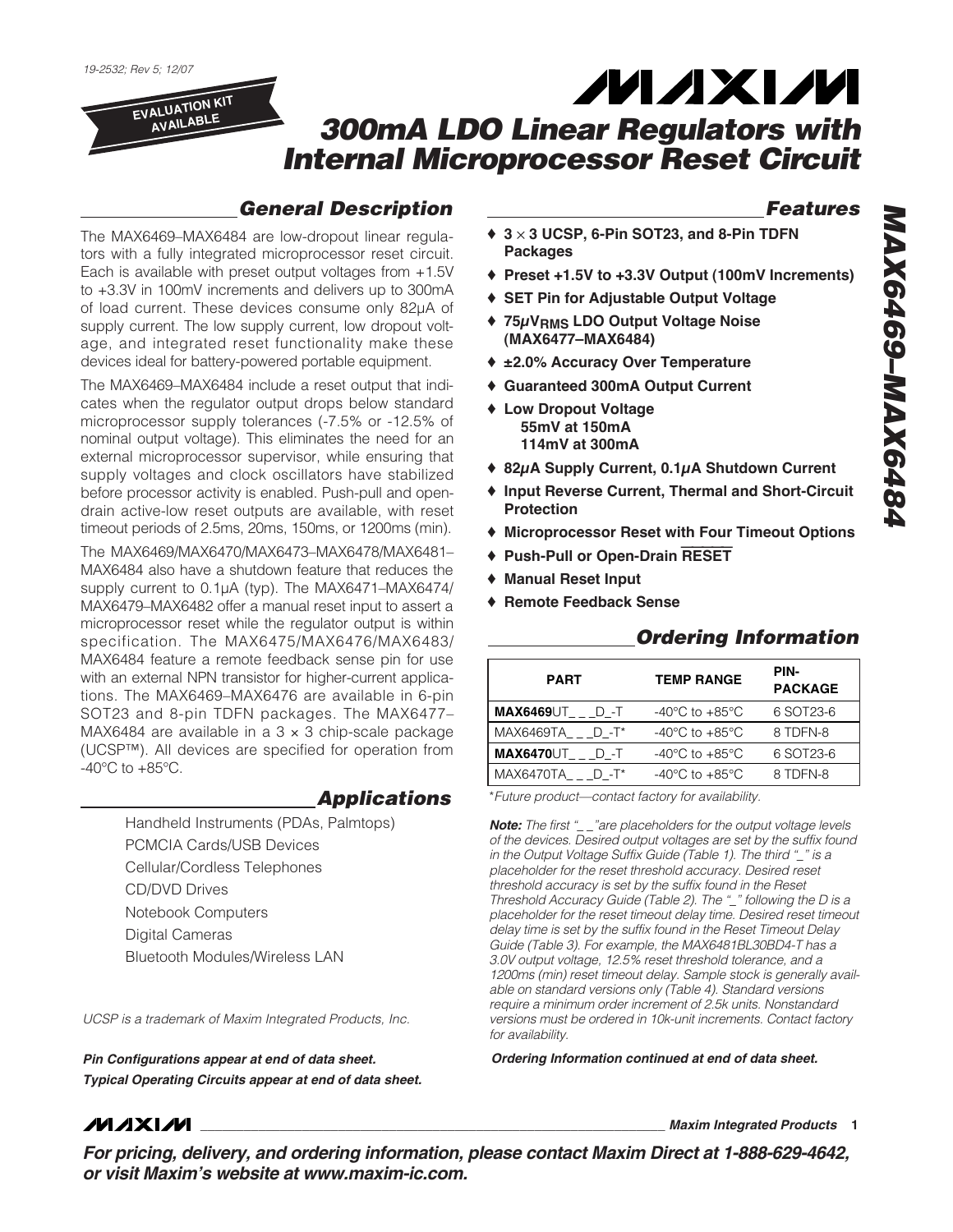19-2532; Rev 5; 12/07

EVALUATION KIT AVAILABLE

# 300mA LDO Linear Regulators with Internal Microprocessor Reset Circuit

## MAX6469–MAX6484

## General Description

The MAX6469–MAX6484 are low-dropout linear regulators with a fully integrated microprocessor reset circuit. Each is available with preset output voltages from +1.5V to +3.3V in 100mV increments and delivers up to 300mA of load current. These devices consume only 82µA of supply current. The low supply current, low dropout voltage, and integrated reset functionality make these devices ideal for battery-powered portable equipment.

The MAX6469–MAX6484 include a reset output that indicates when the regulator output drops below standard microprocessor supply tolerances (-7.5% or -12.5% of nominal output voltage). This eliminates the need for an external microprocessor supervisor, while ensuring that supply voltages and clock oscillators have stabilized before processor activity is enabled. Push-pull and open-drain active-low reset outputs are available, with reset timeout periods of 2.5ms, 20ms, 150ms, or 1200ms (min).

The MAX6469/MAX6470/MAX6473–MAX6478/MAX6481–MAX6484 also have a shutdown feature that reduces the supply current to 0.1µA (typ). The MAX6471–MAX6474/MAX6479–MAX6482 offer a manual reset input to assert a microprocessor reset while the regulator output is within specification. The MAX6475/MAX6476/MAX6483/MAX6484 feature a remote feedback sense pin for use with an external NPN transistor for higher-current applications. The MAX6469–MAX6476 are available in 6-pin SOT23 and 8-pin TDFN packages. The MAX6477–MAX6484 are available in a 3 × 3 chip-scale package (UCSP™). All devices are specified for operation from -40°C to +85°C.

## Applications

- Handheld Instruments (PDAs, Palmtops)
- PCMCIA Cards/USB Devices
- Cellular/Cordless Telephones
- CD/DVD Drives
- Notebook Computers
- Digital Cameras
- Bluetooth Modules/Wireless LAN

*UCSP is a trademark of Maxim Integrated Products, Inc.*

***Pin Configurations appear at end of data sheet.***
***Typical Operating Circuits appear at end of data sheet.***

## Features

- **3 × 3 UCSP, 6-Pin SOT23, and 8-Pin TDFN Packages**
- **Preset +1.5V to +3.3V Output (100mV Increments)**
- **SET Pin for Adjustable Output Voltage**
- **75µ$V_{RMS}$ LDO Output Voltage Noise (MAX6477–MAX6484)**
- **±2.0% Accuracy Over Temperature**
- **Guaranteed 300mA Output Current**
- **Low Dropout Voltage**
  - **55mV at 150mA**
  - **114mV at 300mA**
- **82µA Supply Current, 0.1µA Shutdown Current**
- **Input Reverse Current, Thermal and Short-Circuit Protection**
- **Microprocessor Reset with Four Timeout Options**
- **Push-Pull or Open-Drain $\overline{\text{RESET}}$**
- **Manual Reset Input**
- **Remote Feedback Sense**

## Ordering Information

| PART | TEMP RANGE | PIN-PACKAGE |
|---|---|---|
| **MAX6469**UT_ _ _D_-T | -40°C to +85°C | 6 SOT23-6 |
| MAX6469TA_ _ _D_-T* | -40°C to +85°C | 8 TDFN-8 |
| **MAX6470**UT_ _ _D_-T | -40°C to +85°C | 6 SOT23-6 |
| MAX6470TA_ _ _D_-T* | -40°C to +85°C | 8 TDFN-8 |

*\*Future product—contact factory for availability.*

***Note:** The first "_ _" are placeholders for the output voltage levels of the devices. Desired output voltages are set by the suffix found in the Output Voltage Suffix Guide (Table 1). The third "_" is a placeholder for the reset threshold accuracy. Desired reset threshold accuracy is set by the suffix found in the Reset Threshold Accuracy Guide (Table 2). The "_" following the D is a placeholder for the reset timeout delay time. Desired reset timeout delay time is set by the suffix found in the Reset Timeout Delay Guide (Table 3). For example, the MAX6481BL30BD4-T has a 3.0V output voltage, 12.5% reset threshold tolerance, and a 1200ms (min) reset timeout delay. Sample stock is generally available on standard versions only (Table 4). Standard versions require a minimum order increment of 2.5k units. Nonstandard versions must be ordered in 10k-unit increments. Contact factory for availability.*

***Ordering Information continued at end of data sheet.***

***For pricing, delivery, and ordering information, please contact Maxim Direct at 1-888-629-4642, or visit Maxim's website at www.maxim-ic.com.***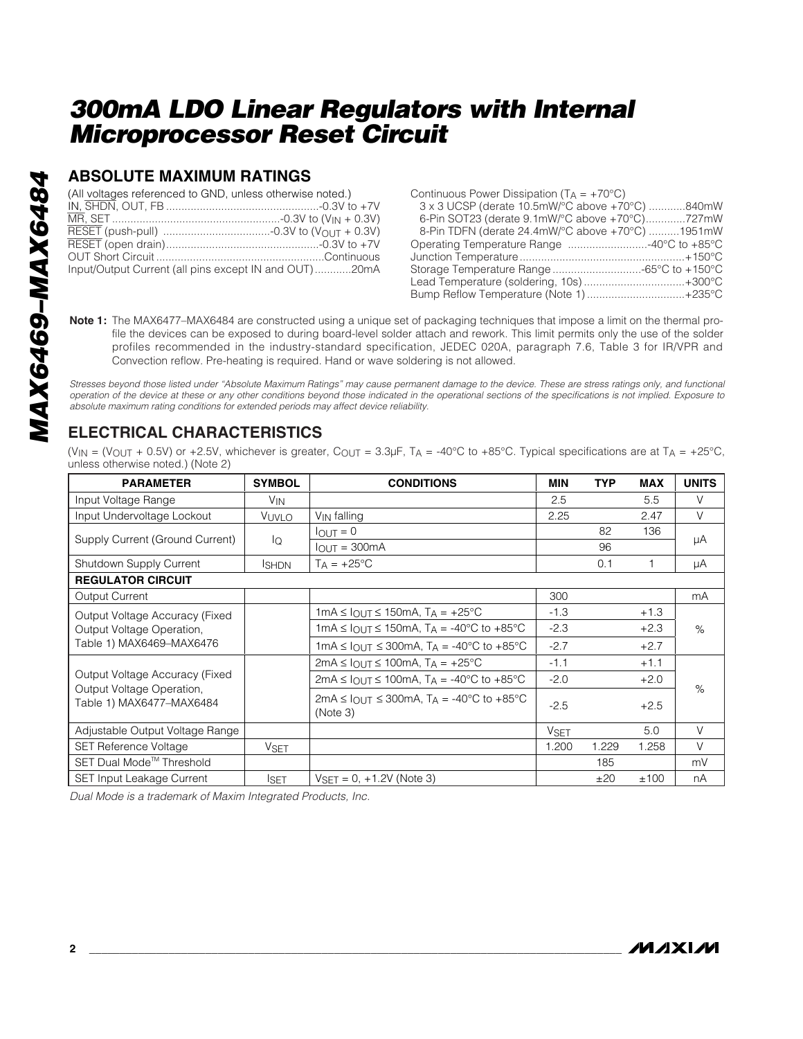## ABSOLUTE MAXIMUM RATINGS

(All voltages referenced to GND, unless otherwise noted.)
IN, $\overline{SHDN}$, OUT, FB ..................................................-0.3V to +7V
$\overline{MR}$, SET .......................................................-0.3V to ($V_{IN}$ + 0.3V)
$\overline{RESET}$ (push-pull) ...................................-0.3V to ($V_{OUT}$ + 0.3V)
$\overline{RESET}$ (open drain)..................................................-0.3V to +7V
OUT Short Circuit .......................................................Continuous
Input/Output Current (all pins except IN and OUT)............20mA

Continuous Power Dissipation ($T_A$ = +70°C)
3 x 3 UCSP (derate 10.5mW/°C above +70°C) ............840mW
6-Pin SOT23 (derate 9.1mW/°C above +70°C).............727mW
8-Pin TDFN (derate 24.4mW/°C above +70°C) ..........1951mW
Operating Temperature Range ..........................-40°C to +85°C
Junction Temperature......................................................+150°C
Storage Temperature Range .............................-65°C to +150°C
Lead Temperature (soldering, 10s).................................+300°C
Bump Reflow Temperature (Note 1)................................+235°C

**Note 1:** The MAX6477–MAX6484 are constructed using a unique set of packaging techniques that impose a limit on the thermal profile the devices can be exposed to during board-level solder attach and rework. This limit permits only the use of the solder profiles recommended in the industry-standard specification, JEDEC 020A, paragraph 7.6, Table 3 for IR/VPR and Convection reflow. Pre-heating is required. Hand or wave soldering is not allowed.

*Stresses beyond those listed under "Absolute Maximum Ratings" may cause permanent damage to the device. These are stress ratings only, and functional operation of the device at these or any other conditions beyond those indicated in the operational sections of the specifications is not implied. Exposure to absolute maximum rating conditions for extended periods may affect device reliability.*

## ELECTRICAL CHARACTERISTICS

($V_{IN}$ = ($V_{OUT}$ + 0.5V) or +2.5V, whichever is greater, $C_{OUT}$ = 3.3µF, $T_A$ = -40°C to +85°C. Typical specifications are at $T_A$ = +25°C, unless otherwise noted.) (Note 2)

| PARAMETER | SYMBOL | CONDITIONS | MIN | TYP | MAX | UNITS |
|---|---|---|---|---|---|---|
| Input Voltage Range | $V_{IN}$ | | 2.5 | | 5.5 | V |
| Input Undervoltage Lockout | $V_{UVLO}$ | $V_{IN}$ falling | 2.25 | | 2.47 | V |
| Supply Current (Ground Current) | $I_Q$ | $I_{OUT}$ = 0 | | 82 | 136 | µA |
| | | $I_{OUT}$ = 300mA | | 96 | | |
| Shutdown Supply Current | $I_{SHDN}$ | $T_A$ = +25°C | | 0.1 | 1 | µA |
| **REGULATOR CIRCUIT** | | | | | | |
| Output Current | | | 300 | | | mA |
| Output Voltage Accuracy (Fixed Output Voltage Operation, Table 1) MAX6469–MAX6476 | | 1mA ≤ $I_{OUT}$ ≤ 150mA, $T_A$ = +25°C | -1.3 | | +1.3 | % |
| | | 1mA ≤ $I_{OUT}$ ≤ 150mA, $T_A$ = -40°C to +85°C | -2.3 | | +2.3 | |
| | | 1mA ≤ $I_{OUT}$ ≤ 300mA, $T_A$ = -40°C to +85°C | -2.7 | | +2.7 | |
| Output Voltage Accuracy (Fixed Output Voltage Operation, Table 1) MAX6477–MAX6484 | | 2mA ≤ $I_{OUT}$ ≤ 100mA, $T_A$ = +25°C | -1.1 | | +1.1 | % |
| | | 2mA ≤ $I_{OUT}$ ≤ 100mA, $T_A$ = -40°C to +85°C | -2.0 | | +2.0 | |
| | | 2mA ≤ $I_{OUT}$ ≤ 300mA, $T_A$ = -40°C to +85°C (Note 3) | -2.5 | | +2.5 | |
| Adjustable Output Voltage Range | | | $V_{SET}$ | | 5.0 | V |
| SET Reference Voltage | $V_{SET}$ | | 1.200 | 1.229 | 1.258 | V |
| SET Dual Mode™ Threshold | | | | 185 | | mV |
| SET Input Leakage Current | $I_{SET}$ | $V_{SET}$ = 0, +1.2V (Note 3) | | ±20 | ±100 | nA |

*Dual Mode is a trademark of Maxim Integrated Products, Inc.*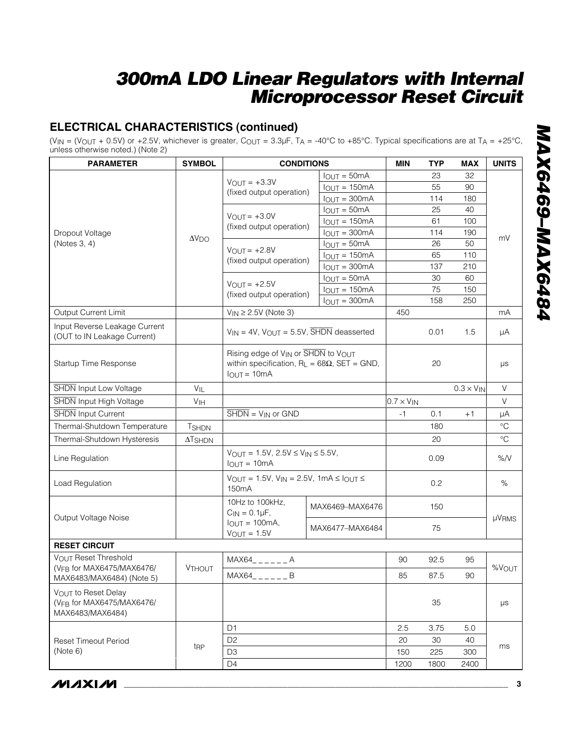## ELECTRICAL CHARACTERISTICS (continued)

($V_{IN}$ = ($V_{OUT}$ + 0.5V) or +2.5V, whichever is greater, $C_{OUT}$ = 3.3µF, $T_A$ = -40°C to +85°C. Typical specifications are at $T_A$ = +25°C, unless otherwise noted.) (Note 2)

| PARAMETER | SYMBOL | CONDITIONS | | MIN | TYP | MAX | UNITS |
|---|---|---|---|---|---|---|---|
| Dropout Voltage (Notes 3, 4) | $\Delta V_{DO}$ | $V_{OUT}$ = +3.3V (fixed output operation) | $I_{OUT}$ = 50mA | | 23 | 32 | mV |
| | | | $I_{OUT}$ = 150mA | | 55 | 90 | |
| | | | $I_{OUT}$ = 300mA | | 114 | 180 | |
| | | $V_{OUT}$ = +3.0V (fixed output operation) | $I_{OUT}$ = 50mA | | 25 | 40 | |
| | | | $I_{OUT}$ = 150mA | | 61 | 100 | |
| | | | $I_{OUT}$ = 300mA | | 114 | 190 | |
| | | $V_{OUT}$ = +2.8V (fixed output operation) | $I_{OUT}$ = 50mA | | 26 | 50 | |
| | | | $I_{OUT}$ = 150mA | | 65 | 110 | |
| | | | $I_{OUT}$ = 300mA | | 137 | 210 | |
| | | $V_{OUT}$ = +2.5V (fixed output operation) | $I_{OUT}$ = 50mA | | 30 | 60 | |
| | | | $I_{OUT}$ = 150mA | | 75 | 150 | |
| | | | $I_{OUT}$ = 300mA | | 158 | 250 | |
| Output Current Limit | | $V_{IN} \geq$ 2.5V (Note 3) | | 450 | | | mA |
| Input Reverse Leakage Current (OUT to IN Leakage Current) | | $V_{IN}$ = 4V, $V_{OUT}$ = 5.5V, $\overline{SHDN}$ deasserted | | | 0.01 | 1.5 | µA |
| Startup Time Response | | Rising edge of $V_{IN}$ or $\overline{SHDN}$ to $V_{OUT}$ within specification, $R_L$ = 68Ω, SET = GND, $I_{OUT}$ = 10mA | | | 20 | | µs |
| $\overline{SHDN}$ Input Low Voltage | $V_{IL}$ | | | | | $0.3 \times V_{IN}$ | V |
| $\overline{SHDN}$ Input High Voltage | $V_{IH}$ | | | $0.7 \times V_{IN}$ | | | V |
| $\overline{SHDN}$ Input Current | | $\overline{SHDN}$ = $V_{IN}$ or GND | | -1 | 0.1 | +1 | µA |
| Thermal-Shutdown Temperature | $T_{SHDN}$ | | | | 180 | | °C |
| Thermal-Shutdown Hysteresis | $\Delta T_{SHDN}$ | | | | 20 | | °C |
| Line Regulation | | $V_{OUT}$ = 1.5V, 2.5V $\leq V_{IN} \leq$ 5.5V, $I_{OUT}$ = 10mA | | | 0.09 | | %/V |
| Load Regulation | | $V_{OUT}$ = 1.5V, $V_{IN}$ = 2.5V, 1mA $\leq I_{OUT} \leq$ 150mA | | | 0.2 | | % |
| Output Voltage Noise | | 10Hz to 100kHz, $C_{IN}$ = 0.1µF, $I_{OUT}$ = 100mA, $V_{OUT}$ = 1.5V | MAX6469–MAX6476 | | 150 | | $µV_{RMS}$ |
| | | | MAX6477–MAX6484 | | 75 | | |
| **RESET CIRCUIT** | | | | | | | |
| $V_{OUT}$ Reset Threshold ($V_{FB}$ for MAX6475/MAX6476/ MAX6483/MAX6484) (Note 5) | $V_{THOUT}$ | MAX64_ _ _ _ _ _ A | | 90 | 92.5 | 95 | $\%V_{OUT}$ |
| | | MAX64_ _ _ _ _ _ B | | 85 | 87.5 | 90 | |
| $V_{OUT}$ to Reset Delay ($V_{FB}$ for MAX6475/MAX6476/ MAX6483/MAX6484) | | | | | 35 | | µs |
| Reset Timeout Period (Note 6) | $t_{RP}$ | D1 | | 2.5 | 3.75 | 5.0 | ms |
| | | D2 | | 20 | 30 | 40 | |
| | | D3 | | 150 | 225 | 300 | |
| | | D4 | | 1200 | 1800 | 2400 | |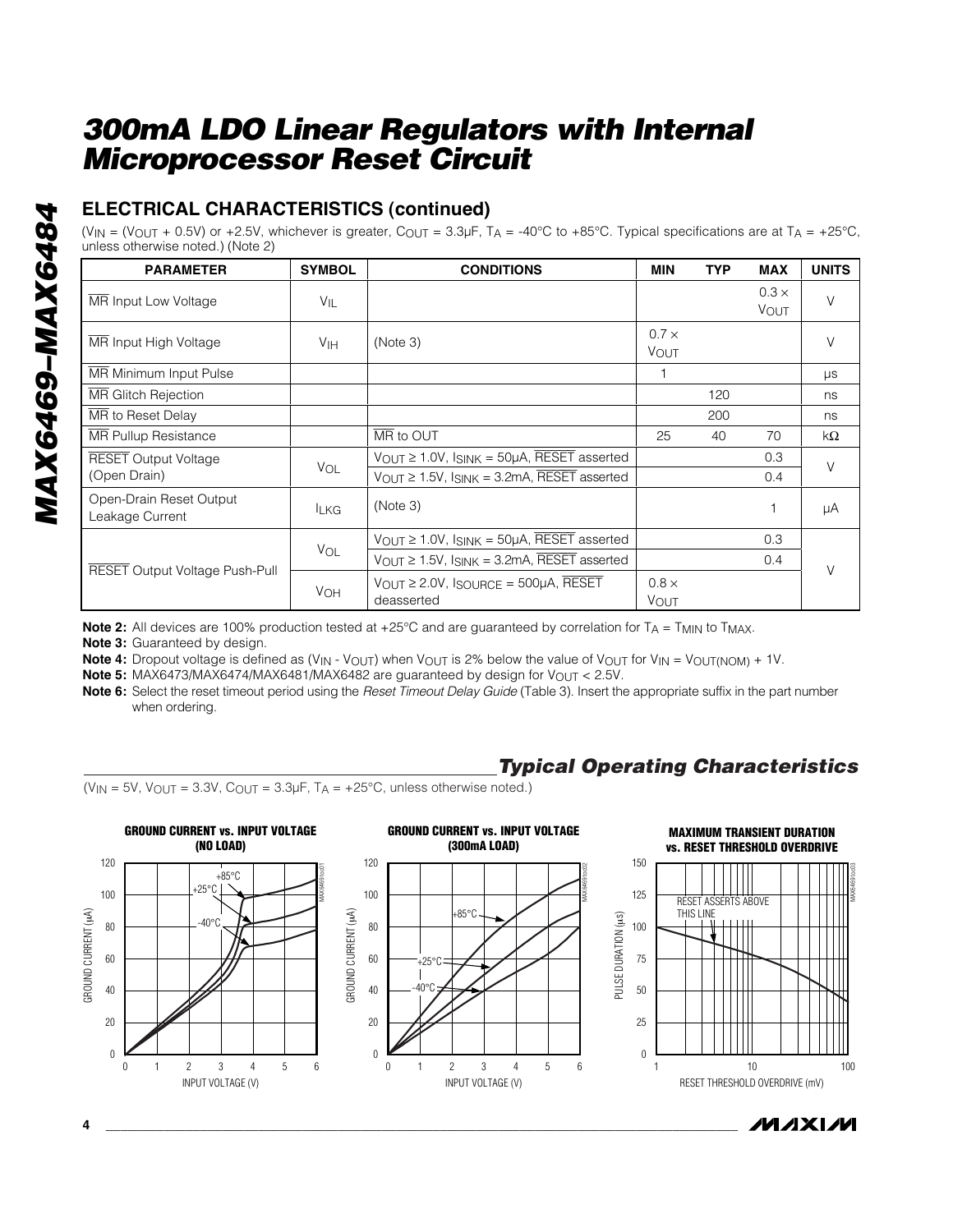## ELECTRICAL CHARACTERISTICS (continued)

($V_{IN}$ = ($V_{OUT}$ + 0.5V) or +2.5V, whichever is greater, $C_{OUT}$ = 3.3µF, $T_A$ = -40°C to +85°C. Typical specifications are at $T_A$ = +25°C, unless otherwise noted.) (Note 2)

| PARAMETER | SYMBOL | CONDITIONS | MIN | TYP | MAX | UNITS |
|---|---|---|---|---|---|---|
| $\overline{MR}$ Input Low Voltage | $V_{IL}$ | | | | 0.3 × $V_{OUT}$ | V |
| $\overline{MR}$ Input High Voltage | $V_{IH}$ | (Note 3) | 0.7 × $V_{OUT}$ | | | V |
| $\overline{MR}$ Minimum Input Pulse | | | 1 | | | µs |
| $\overline{MR}$ Glitch Rejection | | | | 120 | | ns |
| $\overline{MR}$ to Reset Delay | | | | 200 | | ns |
| $\overline{MR}$ Pullup Resistance | | $\overline{MR}$ to OUT | 25 | 40 | 70 | kΩ |
| $\overline{RESET}$ Output Voltage (Open Drain) | $V_{OL}$ | $V_{OUT}$ ≥ 1.0V, $I_{SINK}$ = 50µA, $\overline{RESET}$ asserted | | | 0.3 | V |
| | | $V_{OUT}$ ≥ 1.5V, $I_{SINK}$ = 3.2mA, $\overline{RESET}$ asserted | | | 0.4 | |
| Open-Drain Reset Output Leakage Current | $I_{LKG}$ | (Note 3) | | | 1 | µA |
| $\overline{RESET}$ Output Voltage Push-Pull | $V_{OL}$ | $V_{OUT}$ ≥ 1.0V, $I_{SINK}$ = 50µA, $\overline{RESET}$ asserted | | | 0.3 | V |
| | | $V_{OUT}$ ≥ 1.5V, $I_{SINK}$ = 3.2mA, $\overline{RESET}$ asserted | | | 0.4 | |
| | $V_{OH}$ | $V_{OUT}$ ≥ 2.0V, $I_{SOURCE}$ = 500µA, $\overline{RESET}$ deasserted | 0.8 × $V_{OUT}$ | | | |

**Note 2:** All devices are 100% production tested at +25°C and are guaranteed by correlation for $T_A$ = $T_{MIN}$ to $T_{MAX}$.

**Note 3:** Guaranteed by design.

**Note 4:** Dropout voltage is defined as ($V_{IN}$ - $V_{OUT}$) when $V_{OUT}$ is 2% below the value of $V_{OUT}$ for $V_{IN}$ = $V_{OUT(NOM)}$ + 1V.

**Note 5:** MAX6473/MAX6474/MAX6481/MAX6482 are guaranteed by design for $V_{OUT}$ < 2.5V.

**Note 6:** Select the reset timeout period using the *Reset Timeout Delay Guide* (Table 3). Insert the appropriate suffix in the part number when ordering.

## *Typical Operating Characteristics*

($V_{IN}$ = 5V, $V_{OUT}$ = 3.3V, $C_{OUT}$ = 3.3µF, $T_A$ = +25°C, unless otherwise noted.)

**GROUND CURRENT vs. INPUT VOLTAGE (NO LOAD)**

**GROUND CURRENT vs. INPUT VOLTAGE (300mA LOAD)**

**MAXIMUM TRANSIENT DURATION vs. RESET THRESHOLD OVERDRIVE**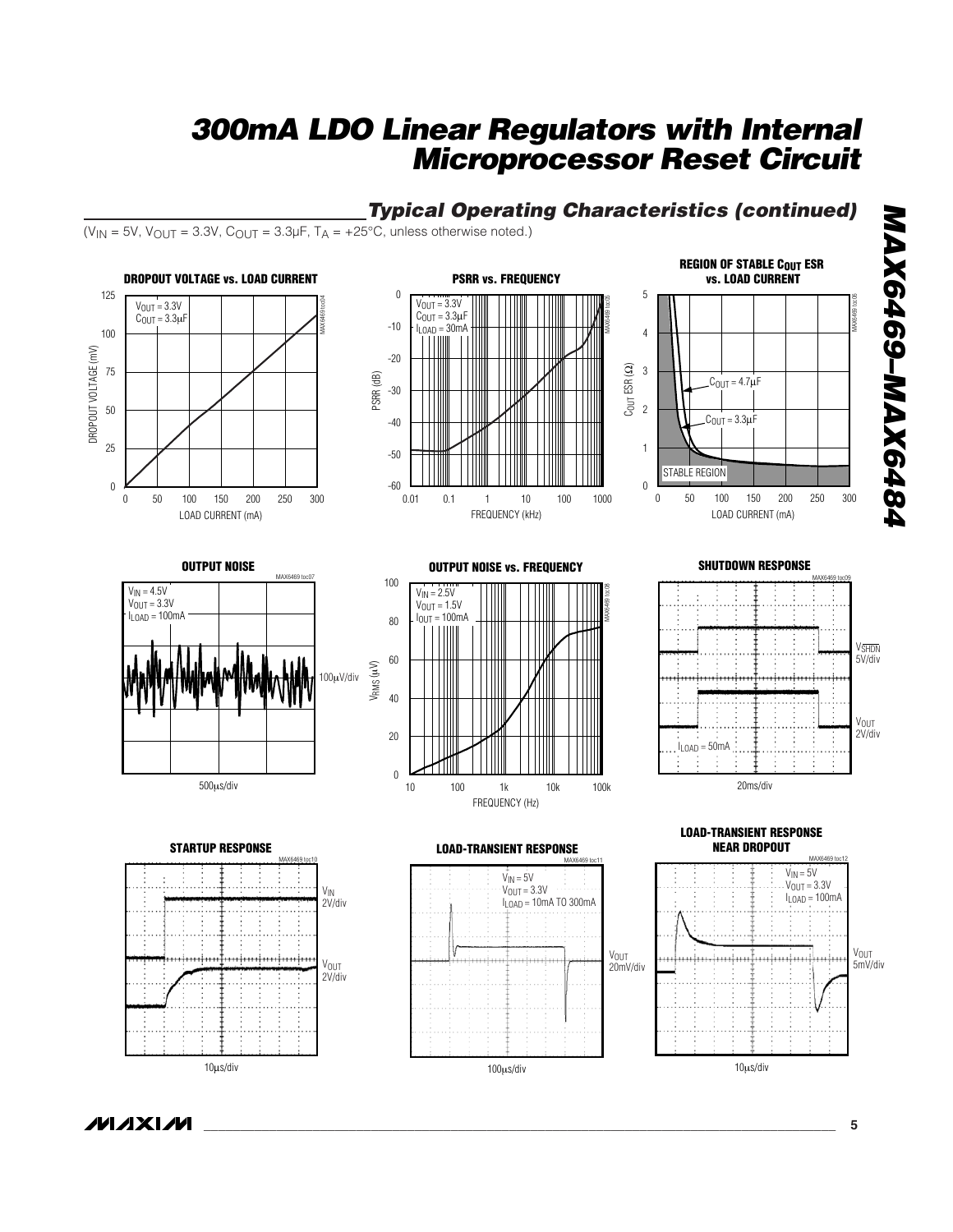## Typical Operating Characteristics (continued)

($V_{IN}$ = 5V, $V_{OUT}$ = 3.3V, $C_{OUT}$ = 3.3µF, $T_A$ = +25°C, unless otherwise noted.)

**DROPOUT VOLTAGE vs. LOAD CURRENT**

$V_{OUT}$ = 3.3V
$C_{OUT}$ = 3.3µF

DROPOUT VOLTAGE (mV) vs. LOAD CURRENT (mA)

**PSRR vs. FREQUENCY**

$V_{OUT}$ = 3.3V
$C_{OUT}$ = 3.3µF
$I_{LOAD}$ = 30mA

PSRR (dB) vs. FREQUENCY (kHz)

**REGION OF STABLE $C_{OUT}$ ESR vs. LOAD CURRENT**

$C_{OUT}$ = 4.7µF
$C_{OUT}$ = 3.3µF
STABLE REGION

$C_{OUT}$ ESR (Ω) vs. LOAD CURRENT (mA)

**OUTPUT NOISE**

$V_{IN}$ = 4.5V
$V_{OUT}$ = 3.3V
$I_{LOAD}$ = 100mA

100µV/div
500µs/div

**OUTPUT NOISE vs. FREQUENCY**

$V_{IN}$ = 2.5V
$V_{OUT}$ = 1.5V
$I_{OUT}$ = 100mA

$V_{RMS}$ (µV) vs. FREQUENCY (Hz)

**SHUTDOWN RESPONSE**

$V_{\overline{SHDN}}$ 5V/div
$V_{OUT}$ 2V/div
$I_{LOAD}$ = 50mA
20ms/div

**STARTUP RESPONSE**

$V_{IN}$ 2V/div
$V_{OUT}$ 2V/div
10µs/div

**LOAD-TRANSIENT RESPONSE**

$V_{IN}$ = 5V
$V_{OUT}$ = 3.3V
$I_{LOAD}$ = 10mA TO 300mA

$V_{OUT}$ 20mV/div
100µs/div

**LOAD-TRANSIENT RESPONSE NEAR DROPOUT**

$V_{IN}$ = 5V
$V_{OUT}$ = 3.3V
$I_{LOAD}$ = 100mA

$V_{OUT}$ 5mV/div
10µs/div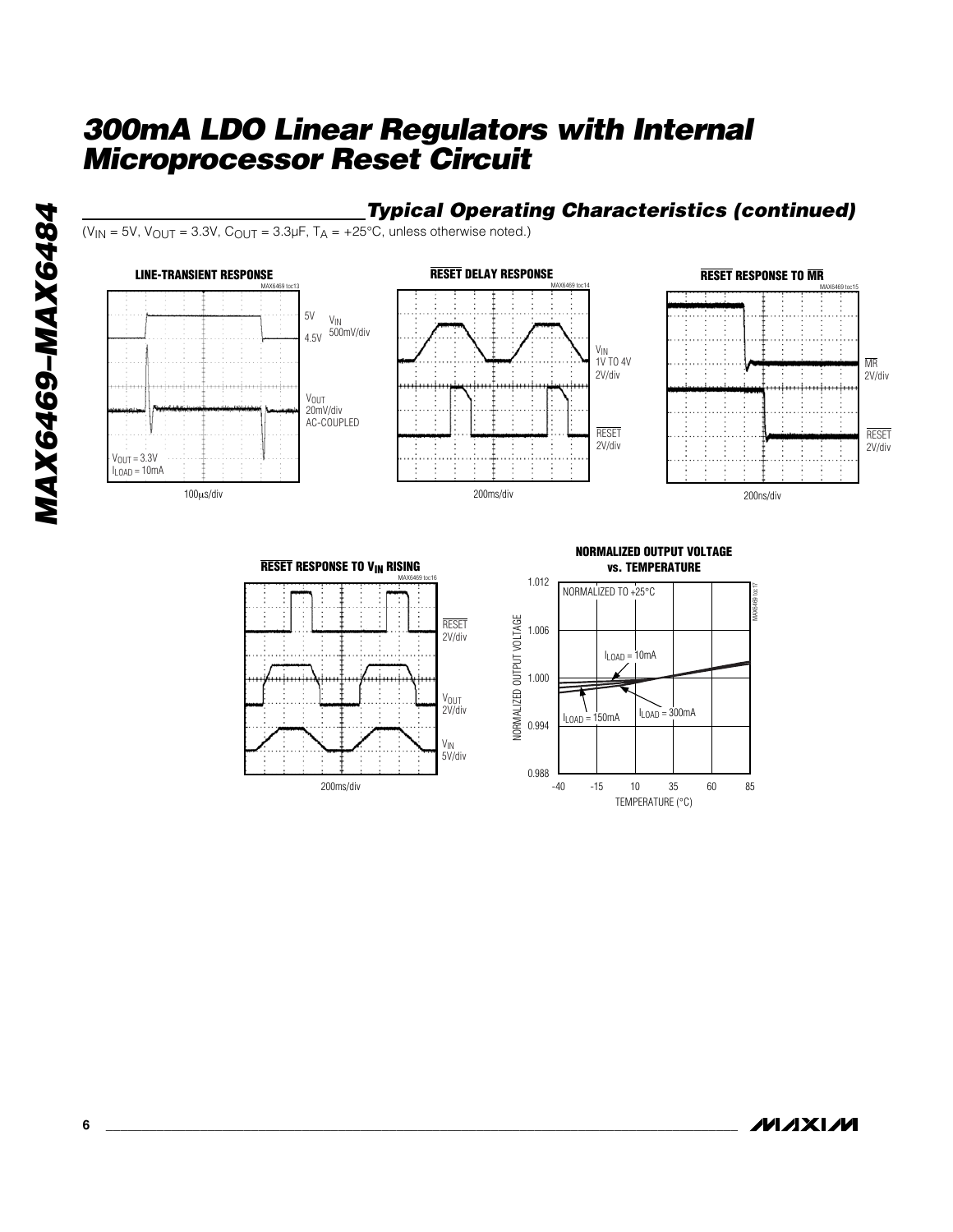## Typical Operating Characteristics (continued)

($V_{IN}$ = 5V, $V_{OUT}$ = 3.3V, $C_{OUT}$ = 3.3µF, $T_A$ = +25°C, unless otherwise noted.)

**LINE-TRANSIENT RESPONSE**

MAX6469 toc13

5V, 4.5V — $V_{IN}$ 500mV/div

$V_{OUT}$ 20mV/div AC-COUPLED

$V_{OUT}$ = 3.3V
$I_{LOAD}$ = 10mA

100µs/div

**$\overline{RESET}$ DELAY RESPONSE**

MAX6469 toc14

$V_{IN}$ 1V TO 4V 2V/div

$\overline{RESET}$ 2V/div

200ms/div

**$\overline{RESET}$ RESPONSE TO $\overline{MR}$**

MAX6469 toc15

$\overline{MR}$ 2V/div

$\overline{RESET}$ 2V/div

200ns/div

**$\overline{RESET}$ RESPONSE TO $V_{IN}$ RISING**

MAX6469 toc16

$\overline{RESET}$ 2V/div

$V_{OUT}$ 2V/div

$V_{IN}$ 5V/div

200ms/div

**NORMALIZED OUTPUT VOLTAGE vs. TEMPERATURE**

MAX6469 toc17

NORMALIZED TO +25°C

$I_{LOAD}$ = 10mA

$I_{LOAD}$ = 150mA

$I_{LOAD}$ = 300mA

NORMALIZED OUTPUT VOLTAGE: 0.988, 0.994, 1.000, 1.006, 1.012

TEMPERATURE (°C): -40, -15, 10, 35, 60, 85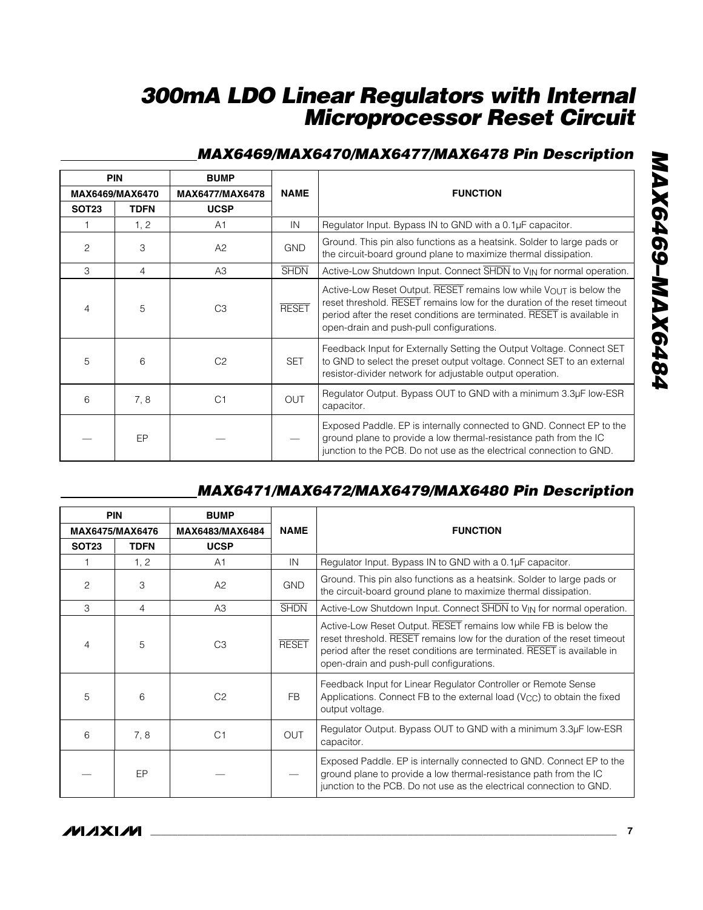## MAX6469/MAX6470/MAX6477/MAX6478 Pin Description

| PIN | | BUMP | NAME | FUNCTION |
|---|---|---|---|---|
| MAX6469/MAX6470 | | MAX6477/MAX6478 | | |
| SOT23 | TDFN | UCSP | | |
| 1 | 1, 2 | A1 | IN | Regulator Input. Bypass IN to GND with a 0.1µF capacitor. |
| 2 | 3 | A2 | GND | Ground. This pin also functions as a heatsink. Solder to large pads or the circuit-board ground plane to maximize thermal dissipation. |
| 3 | 4 | A3 | $\overline{SHDN}$ | Active-Low Shutdown Input. Connect $\overline{SHDN}$ to $V_{IN}$ for normal operation. |
| 4 | 5 | C3 | $\overline{RESET}$ | Active-Low Reset Output. $\overline{RESET}$ remains low while $V_{OUT}$ is below the reset threshold. $\overline{RESET}$ remains low for the duration of the reset timeout period after the reset conditions are terminated. $\overline{RESET}$ is available in open-drain and push-pull configurations. |
| 5 | 6 | C2 | SET | Feedback Input for Externally Setting the Output Voltage. Connect SET to GND to select the preset output voltage. Connect SET to an external resistor-divider network for adjustable output operation. |
| 6 | 7, 8 | C1 | OUT | Regulator Output. Bypass OUT to GND with a minimum 3.3µF low-ESR capacitor. |
| — | EP | — | — | Exposed Paddle. EP is internally connected to GND. Connect EP to the ground plane to provide a low thermal-resistance path from the IC junction to the PCB. Do not use as the electrical connection to GND. |

## MAX6471/MAX6472/MAX6479/MAX6480 Pin Description

| PIN | | BUMP | NAME | FUNCTION |
|---|---|---|---|---|
| MAX6475/MAX6476 | | MAX6483/MAX6484 | | |
| SOT23 | TDFN | UCSP | | |
| 1 | 1, 2 | A1 | IN | Regulator Input. Bypass IN to GND with a 0.1µF capacitor. |
| 2 | 3 | A2 | GND | Ground. This pin also functions as a heatsink. Solder to large pads or the circuit-board ground plane to maximize thermal dissipation. |
| 3 | 4 | A3 | $\overline{SHDN}$ | Active-Low Shutdown Input. Connect $\overline{SHDN}$ to $V_{IN}$ for normal operation. |
| 4 | 5 | C3 | $\overline{RESET}$ | Active-Low Reset Output. $\overline{RESET}$ remains low while FB is below the reset threshold. $\overline{RESET}$ remains low for the duration of the reset timeout period after the reset conditions are terminated. $\overline{RESET}$ is available in open-drain and push-pull configurations. |
| 5 | 6 | C2 | FB | Feedback Input for Linear Regulator Controller or Remote Sense Applications. Connect FB to the external load ($V_{CC}$) to obtain the fixed output voltage. |
| 6 | 7, 8 | C1 | OUT | Regulator Output. Bypass OUT to GND with a minimum 3.3µF low-ESR capacitor. |
| — | EP | — | — | Exposed Paddle. EP is internally connected to GND. Connect EP to the ground plane to provide a low thermal-resistance path from the IC junction to the PCB. Do not use as the electrical connection to GND. |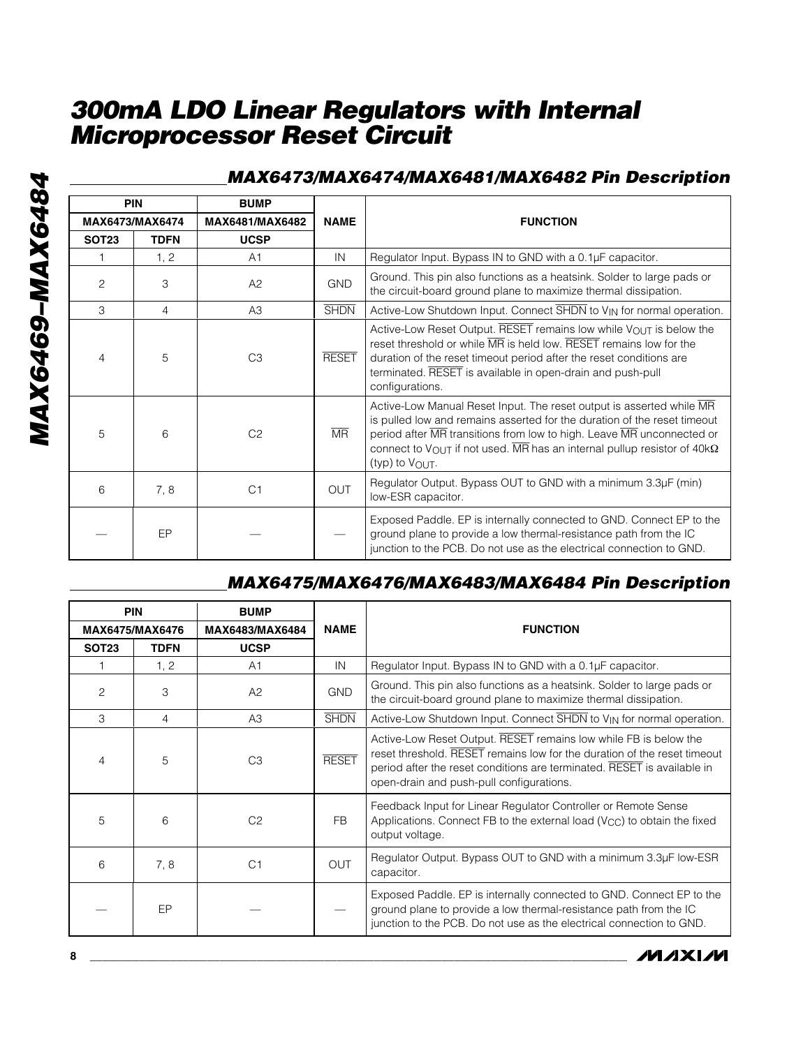## MAX6473/MAX6474/MAX6481/MAX6482 Pin Description

| PIN | | BUMP | NAME | FUNCTION |
|---|---|---|---|---|
| MAX6473/MAX6474 | | MAX6481/MAX6482 | | |
| SOT23 | TDFN | UCSP | | |
| 1 | 1, 2 | A1 | IN | Regulator Input. Bypass IN to GND with a 0.1µF capacitor. |
| 2 | 3 | A2 | GND | Ground. This pin also functions as a heatsink. Solder to large pads or the circuit-board ground plane to maximize thermal dissipation. |
| 3 | 4 | A3 | $\overline{SHDN}$ | Active-Low Shutdown Input. Connect $\overline{SHDN}$ to $V_{IN}$ for normal operation. |
| 4 | 5 | C3 | $\overline{RESET}$ | Active-Low Reset Output. $\overline{RESET}$ remains low while $V_{OUT}$ is below the reset threshold or while $\overline{MR}$ is held low. $\overline{RESET}$ remains low for the duration of the reset timeout period after the reset conditions are terminated. $\overline{RESET}$ is available in open-drain and push-pull configurations. |
| 5 | 6 | C2 | $\overline{MR}$ | Active-Low Manual Reset Input. The reset output is asserted while $\overline{MR}$ is pulled low and remains asserted for the duration of the reset timeout period after $\overline{MR}$ transitions from low to high. Leave $\overline{MR}$ unconnected or connect to $V_{OUT}$ if not used. $\overline{MR}$ has an internal pullup resistor of 40kΩ (typ) to $V_{OUT}$. |
| 6 | 7, 8 | C1 | OUT | Regulator Output. Bypass OUT to GND with a minimum 3.3µF (min) low-ESR capacitor. |
| — | EP | — | — | Exposed Paddle. EP is internally connected to GND. Connect EP to the ground plane to provide a low thermal-resistance path from the IC junction to the PCB. Do not use as the electrical connection to GND. |

## MAX6475/MAX6476/MAX6483/MAX6484 Pin Description

| PIN | | BUMP | NAME | FUNCTION |
|---|---|---|---|---|
| MAX6475/MAX6476 | | MAX6483/MAX6484 | | |
| SOT23 | TDFN | UCSP | | |
| 1 | 1, 2 | A1 | IN | Regulator Input. Bypass IN to GND with a 0.1µF capacitor. |
| 2 | 3 | A2 | GND | Ground. This pin also functions as a heatsink. Solder to large pads or the circuit-board ground plane to maximize thermal dissipation. |
| 3 | 4 | A3 | $\overline{SHDN}$ | Active-Low Shutdown Input. Connect $\overline{SHDN}$ to $V_{IN}$ for normal operation. |
| 4 | 5 | C3 | $\overline{RESET}$ | Active-Low Reset Output. $\overline{RESET}$ remains low while FB is below the reset threshold. $\overline{RESET}$ remains low for the duration of the reset timeout period after the reset conditions are terminated. $\overline{RESET}$ is available in open-drain and push-pull configurations. |
| 5 | 6 | C2 | FB | Feedback Input for Linear Regulator Controller or Remote Sense Applications. Connect FB to the external load ($V_{CC}$) to obtain the fixed output voltage. |
| 6 | 7, 8 | C1 | OUT | Regulator Output. Bypass OUT to GND with a minimum 3.3µF low-ESR capacitor. |
| — | EP | — | — | Exposed Paddle. EP is internally connected to GND. Connect EP to the ground plane to provide a low thermal-resistance path from the IC junction to the PCB. Do not use as the electrical connection to GND. |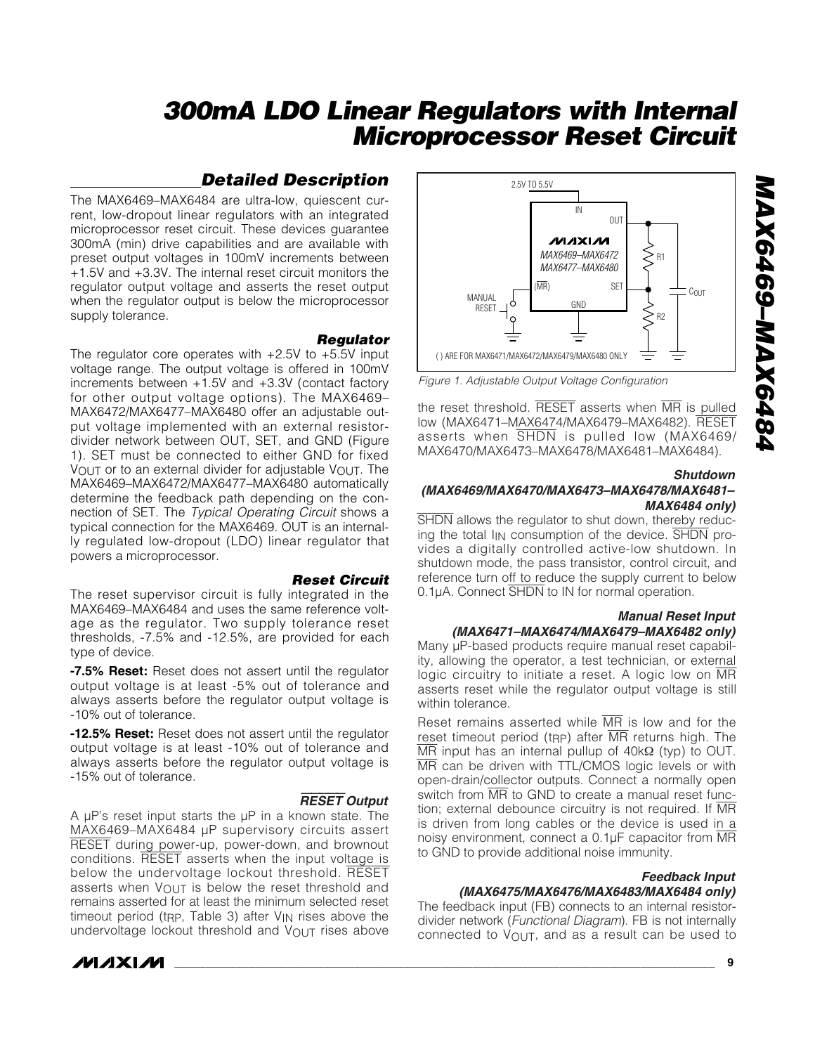## Detailed Description

The MAX6469–MAX6484 are ultra-low, quiescent current, low-dropout linear regulators with an integrated microprocessor reset circuit. These devices guarantee 300mA (min) drive capabilities and are available with preset output voltages in 100mV increments between +1.5V and +3.3V. The internal reset circuit monitors the regulator output voltage and asserts the reset output when the regulator output is below the microprocessor supply tolerance.

### Regulator

The regulator core operates with +2.5V to +5.5V input voltage range. The output voltage is offered in 100mV increments between +1.5V and +3.3V (contact factory for other output voltage options). The MAX6469–MAX6472/MAX6477–MAX6480 offer an adjustable output voltage implemented with an external resistor-divider network between OUT, SET, and GND (Figure 1). SET must be connected to either GND for fixed $V_{OUT}$ or to an external divider for adjustable $V_{OUT}$. The MAX6469–MAX6472/MAX6477–MAX6480 automatically determine the feedback path depending on the connection of SET. The *Typical Operating Circuit* shows a typical connection for the MAX6469. OUT is an internally regulated low-dropout (LDO) linear regulator that powers a microprocessor.

### Reset Circuit

The reset supervisor circuit is fully integrated in the MAX6469–MAX6484 and uses the same reference voltage as the regulator. Two supply tolerance reset thresholds, -7.5% and -12.5%, are provided for each type of device.

**-7.5% Reset:** Reset does not assert until the regulator output voltage is at least -5% out of tolerance and always asserts before the regulator output voltage is -10% out of tolerance.

**-12.5% Reset:** Reset does not assert until the regulator output voltage is at least -10% out of tolerance and always asserts before the regulator output voltage is -15% out of tolerance.

### $\overline{RESET}$ Output

A µP's reset input starts the µP in a known state. The MAX6469–MAX6484 µP supervisory circuits assert $\overline{RESET}$ during power-up, power-down, and brownout conditions. $\overline{RESET}$ asserts when the input voltage is below the undervoltage lockout threshold. $\overline{RESET}$ asserts when $V_{OUT}$ is below the reset threshold and remains asserted for at least the minimum selected reset timeout period ($t_{RP}$, Table 3) after $V_{IN}$ rises above the undervoltage lockout threshold and $V_{OUT}$ rises above the reset threshold. $\overline{RESET}$ asserts when $\overline{MR}$ is pulled low (MAX6471–MAX6474/MAX6479–MAX6482). $\overline{RESET}$ asserts when $\overline{SHDN}$ is pulled low (MAX6469/MAX6470/MAX6473–MAX6478/MAX6481–MAX6484).

Figure 1. Adjustable Output Voltage Configuration

### Shutdown (MAX6469/MAX6470/MAX6473–MAX6478/MAX6481–MAX6484 only)

$\overline{SHDN}$ allows the regulator to shut down, thereby reducing the total $I_{IN}$ consumption of the device. $\overline{SHDN}$ provides a digitally controlled active-low shutdown. In shutdown mode, the pass transistor, control circuit, and reference turn off to reduce the supply current to below 0.1µA. Connect $\overline{SHDN}$ to IN for normal operation.

### Manual Reset Input (MAX6471–MAX6474/MAX6479–MAX6482 only)

Many µP-based products require manual reset capability, allowing the operator, a test technician, or external logic circuitry to initiate a reset. A logic low on $\overline{MR}$ asserts reset while the regulator output voltage is still within tolerance.

Reset remains asserted while $\overline{MR}$ is low and for the reset timeout period ($t_{RP}$) after $\overline{MR}$ returns high. The $\overline{MR}$ input has an internal pullup of 40kΩ (typ) to OUT. $\overline{MR}$ can be driven with TTL/CMOS logic levels or with open-drain/collector outputs. Connect a normally open switch from $\overline{MR}$ to GND to create a manual reset function; external debounce circuitry is not required. If $\overline{MR}$ is driven from long cables or the device is used in a noisy environment, connect a 0.1µF capacitor from $\overline{MR}$ to GND to provide additional noise immunity.

### Feedback Input (MAX6475/MAX6476/MAX6483/MAX6484 only)

The feedback input (FB) connects to an internal resistor-divider network (*Functional Diagram*). FB is not internally connected to $V_{OUT}$, and as a result can be used to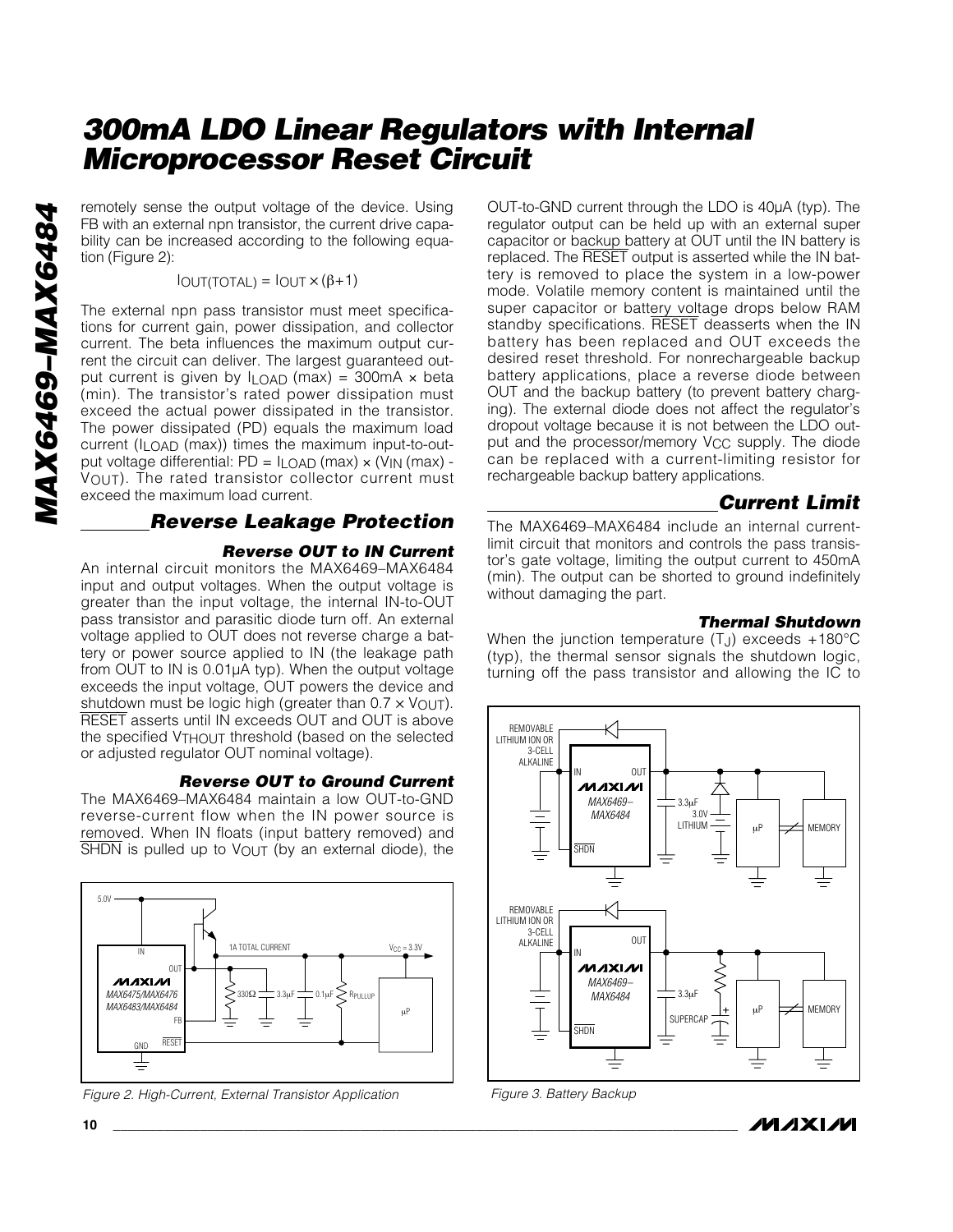remotely sense the output voltage of the device. Using FB with an external npn transistor, the current drive capability can be increased according to the following equation (Figure 2):

$$I_{OUT(TOTAL)} = I_{OUT} \times (\beta + 1)$$

The external npn pass transistor must meet specifications for current gain, power dissipation, and collector current. The beta influences the maximum output current the circuit can deliver. The largest guaranteed output current is given by $I_{LOAD}$ (max) = 300mA × beta (min). The transistor's rated power dissipation must exceed the actual power dissipated in the transistor. The power dissipated (PD) equals the maximum load current ($I_{LOAD}$ (max)) times the maximum input-to-output voltage differential: PD = $I_{LOAD}$ (max) × ($V_{IN}$ (max) - $V_{OUT}$). The rated transistor collector current must exceed the maximum load current.

## Reverse Leakage Protection

### Reverse OUT to IN Current

An internal circuit monitors the MAX6469–MAX6484 input and output voltages. When the output voltage is greater than the input voltage, the internal IN-to-OUT pass transistor and parasitic diode turn off. An external voltage applied to OUT does not reverse charge a battery or power source applied to IN (the leakage path from OUT to IN is 0.01µA typ). When the output voltage exceeds the input voltage, OUT powers the device and shutdown must be logic high (greater than 0.7 × $V_{OUT}$). RESET asserts until IN exceeds OUT and OUT is above the specified $V_{THOUT}$ threshold (based on the selected or adjusted regulator OUT nominal voltage).

### Reverse OUT to Ground Current

The MAX6469–MAX6484 maintain a low OUT-to-GND reverse-current flow when the IN power source is removed. When IN floats (input battery removed) and SHDN is pulled up to $V_{OUT}$ (by an external diode), the OUT-to-GND current through the LDO is 40µA (typ). The regulator output can be held up with an external super capacitor or backup battery at OUT until the IN battery is replaced. The RESET output is asserted while the IN battery is removed to place the system in a low-power mode. Volatile memory content is maintained until the super capacitor or battery voltage drops below RAM standby specifications. RESET deasserts when the IN battery has been replaced and OUT exceeds the desired reset threshold. For nonrechargeable backup battery applications, place a reverse diode between OUT and the backup battery (to prevent battery charging). The external diode does not affect the regulator's dropout voltage because it is not between the LDO output and the processor/memory $V_{CC}$ supply. The diode can be replaced with a current-limiting resistor for rechargeable backup battery applications.

Figure 2. High-Current, External Transistor Application

## Current Limit

The MAX6469–MAX6484 include an internal current-limit circuit that monitors and controls the pass transistor's gate voltage, limiting the output current to 450mA (min). The output can be shorted to ground indefinitely without damaging the part.

### Thermal Shutdown

When the junction temperature ($T_J$) exceeds +180°C (typ), the thermal sensor signals the shutdown logic, turning off the pass transistor and allowing the IC to

Figure 3. Battery Backup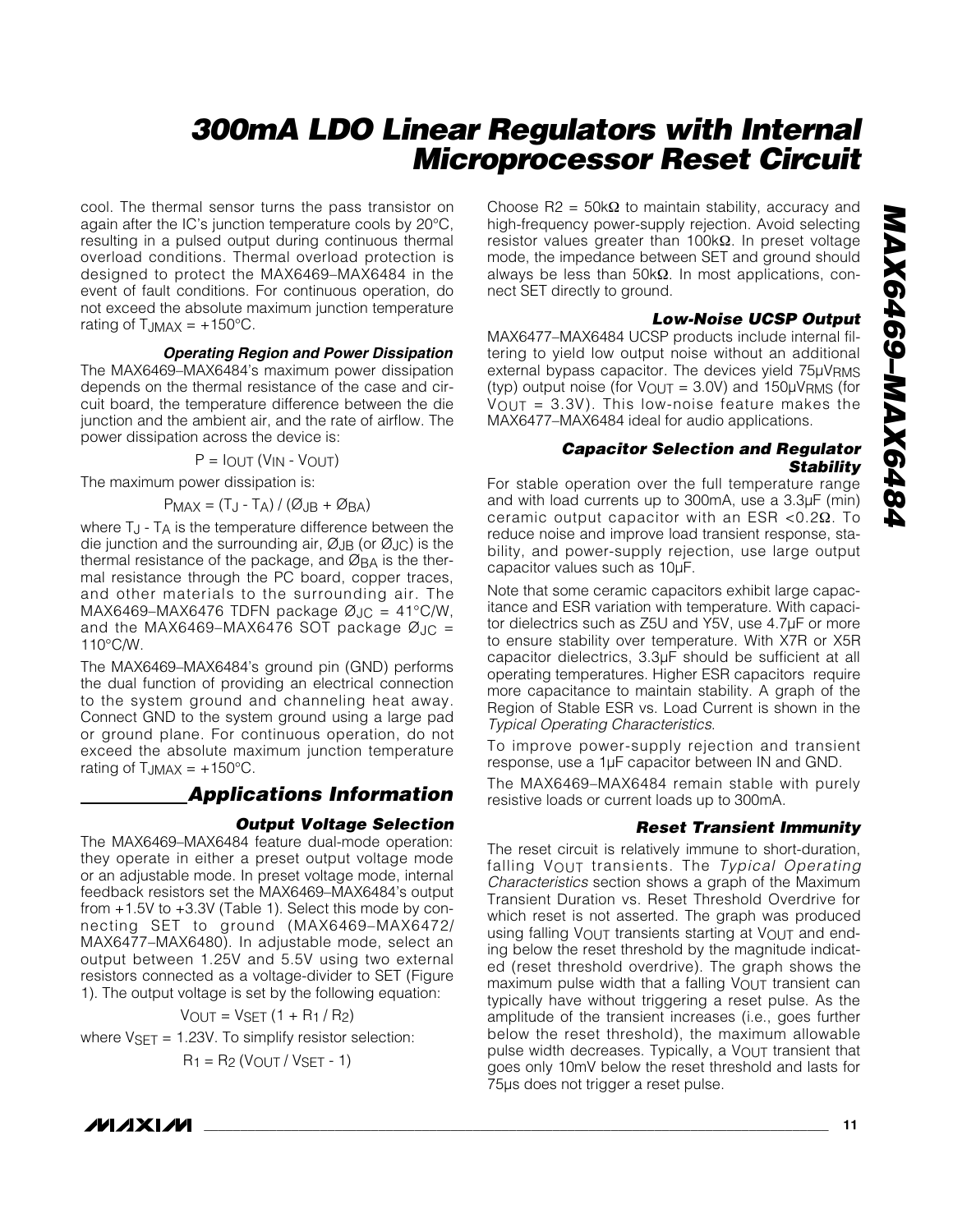cool. The thermal sensor turns the pass transistor on again after the IC's junction temperature cools by 20°C, resulting in a pulsed output during continuous thermal overload conditions. Thermal overload protection is designed to protect the MAX6469–MAX6484 in the event of fault conditions. For continuous operation, do not exceed the absolute maximum junction temperature rating of $T_{JMAX}$ = +150°C.

### Operating Region and Power Dissipation

The MAX6469–MAX6484's maximum power dissipation depends on the thermal resistance of the case and circuit board, the temperature difference between the die junction and the ambient air, and the rate of airflow. The power dissipation across the device is:

$$P = I_{OUT} (V_{IN} - V_{OUT})$$

The maximum power dissipation is:

$$P_{MAX} = (T_J - T_A) / (Ø_{JB} + Ø_{BA})$$

where $T_J - T_A$ is the temperature difference between the die junction and the surrounding air, $Ø_{JB}$ (or $Ø_{JC}$) is the thermal resistance of the package, and $Ø_{BA}$ is the thermal resistance through the PC board, copper traces, and other materials to the surrounding air. The MAX6469–MAX6476 TDFN package $Ø_{JC}$ = 41°C/W, and the MAX6469–MAX6476 SOT package $Ø_{JC}$ = 110°C/W.

The MAX6469–MAX6484's ground pin (GND) performs the dual function of providing an electrical connection to the system ground and channeling heat away. Connect GND to the system ground using a large pad or ground plane. For continuous operation, do not exceed the absolute maximum junction temperature rating of $T_{JMAX}$ = +150°C.

## Applications Information

### Output Voltage Selection

The MAX6469–MAX6484 feature dual-mode operation: they operate in either a preset output voltage mode or an adjustable mode. In preset voltage mode, internal feedback resistors set the MAX6469–MAX6484's output from +1.5V to +3.3V (Table 1). Select this mode by connecting SET to ground (MAX6469–MAX6472/MAX6477–MAX6480). In adjustable mode, select an output between 1.25V and 5.5V using two external resistors connected as a voltage-divider to SET (Figure 1). The output voltage is set by the following equation:

$$V_{OUT} = V_{SET} (1 + R_1 / R_2)$$

where $V_{SET}$ = 1.23V. To simplify resistor selection:

$$R_1 = R_2 (V_{OUT} / V_{SET} - 1)$$

Choose R2 = 50kΩ to maintain stability, accuracy and high-frequency power-supply rejection. Avoid selecting resistor values greater than 100kΩ. In preset voltage mode, the impedance between SET and ground should always be less than 50kΩ. In most applications, connect SET directly to ground.

### Low-Noise UCSP Output

MAX6477–MAX6484 UCSP products include internal filtering to yield low output noise without an additional external bypass capacitor. The devices yield 75µ$V_{RMS}$ (typ) output noise (for $V_{OUT}$ = 3.0V) and 150µ$V_{RMS}$ (for $V_{OUT}$ = 3.3V). This low-noise feature makes the MAX6477–MAX6484 ideal for audio applications.

### Capacitor Selection and Regulator Stability

For stable operation over the full temperature range and with load currents up to 300mA, use a 3.3µF (min) ceramic output capacitor with an ESR <0.2Ω. To reduce noise and improve load transient response, stability, and power-supply rejection, use large output capacitor values such as 10µF.

Note that some ceramic capacitors exhibit large capacitance and ESR variation with temperature. With capacitor dielectrics such as Z5U and Y5V, use 4.7µF or more to ensure stability over temperature. With X7R or X5R capacitor dielectrics, 3.3µF should be sufficient at all operating temperatures. Higher ESR capacitors require more capacitance to maintain stability. A graph of the Region of Stable ESR vs. Load Current is shown in the *Typical Operating Characteristics*.

To improve power-supply rejection and transient response, use a 1µF capacitor between IN and GND.

The MAX6469–MAX6484 remain stable with purely resistive loads or current loads up to 300mA.

### Reset Transient Immunity

The reset circuit is relatively immune to short-duration, falling $V_{OUT}$ transients. The *Typical Operating Characteristics* section shows a graph of the Maximum Transient Duration vs. Reset Threshold Overdrive for which reset is not asserted. The graph was produced using falling $V_{OUT}$ transients starting at $V_{OUT}$ and ending below the reset threshold by the magnitude indicated (reset threshold overdrive). The graph shows the maximum pulse width that a falling $V_{OUT}$ transient can typically have without triggering a reset pulse. As the amplitude of the transient increases (i.e., goes further below the reset threshold), the maximum allowable pulse width decreases. Typically, a $V_{OUT}$ transient that goes only 10mV below the reset threshold and lasts for 75µs does not trigger a reset pulse.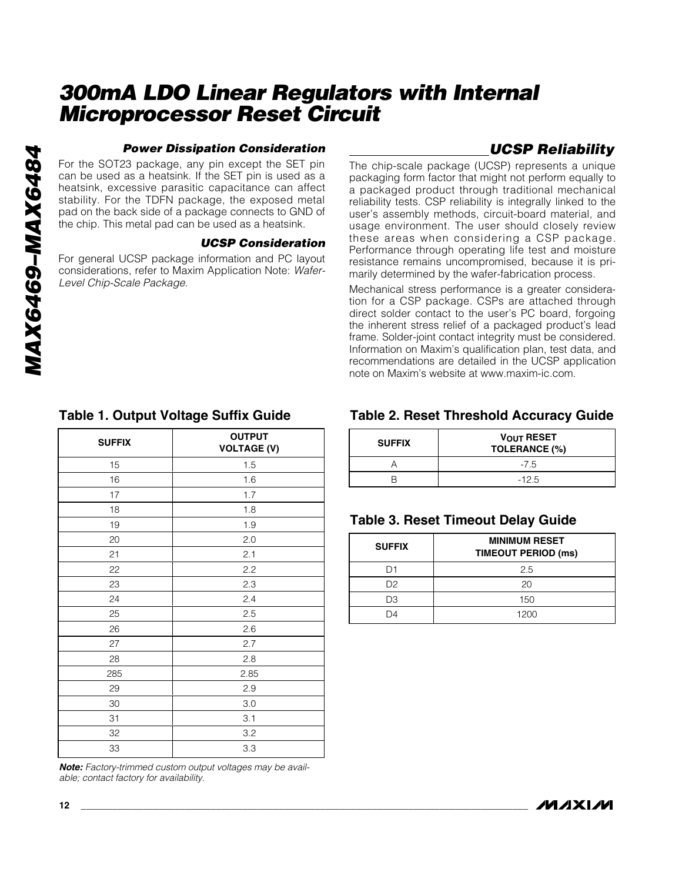### Power Dissipation Consideration

For the SOT23 package, any pin except the SET pin can be used as a heatsink. If the SET pin is used as a heatsink, excessive parasitic capacitance can affect stability. For the TDFN package, the exposed metal pad on the back side of a package connects to GND of the chip. This metal pad can be used as a heatsink.

### UCSP Consideration

For general UCSP package information and PC layout considerations, refer to Maxim Application Note: *Wafer-Level Chip-Scale Package*.

## UCSP Reliability

The chip-scale package (UCSP) represents a unique packaging form factor that might not perform equally to a packaged product through traditional mechanical reliability tests. CSP reliability is integrally linked to the user's assembly methods, circuit-board material, and usage environment. The user should closely review these areas when considering a CSP package. Performance through operating life test and moisture resistance remains uncompromised, because it is primarily determined by the wafer-fabrication process.

Mechanical stress performance is a greater consideration for a CSP package. CSPs are attached through direct solder contact to the user's PC board, forgoing the inherent stress relief of a packaged product's lead frame. Solder-joint contact integrity must be considered. Information on Maxim's qualification plan, test data, and recommendations are detailed in the UCSP application note on Maxim's website at www.maxim-ic.com.

**Table 1. Output Voltage Suffix Guide**

| SUFFIX | OUTPUT VOLTAGE (V) |
|---|---|
| 15 | 1.5 |
| 16 | 1.6 |
| 17 | 1.7 |
| 18 | 1.8 |
| 19 | 1.9 |
| 20 | 2.0 |
| 21 | 2.1 |
| 22 | 2.2 |
| 23 | 2.3 |
| 24 | 2.4 |
| 25 | 2.5 |
| 26 | 2.6 |
| 27 | 2.7 |
| 28 | 2.8 |
| 285 | 2.85 |
| 29 | 2.9 |
| 30 | 3.0 |
| 31 | 3.1 |
| 32 | 3.2 |
| 33 | 3.3 |

***Note:** Factory-trimmed custom output voltages may be available; contact factory for availability.*

**Table 2. Reset Threshold Accuracy Guide**

| SUFFIX | $V_{OUT}$ RESET TOLERANCE (%) |
|---|---|
| A | -7.5 |
| B | -12.5 |

**Table 3. Reset Timeout Delay Guide**

| SUFFIX | MINIMUM RESET TIMEOUT PERIOD (ms) |
|---|---|
| D1 | 2.5 |
| D2 | 20 |
| D3 | 150 |
| D4 | 1200 |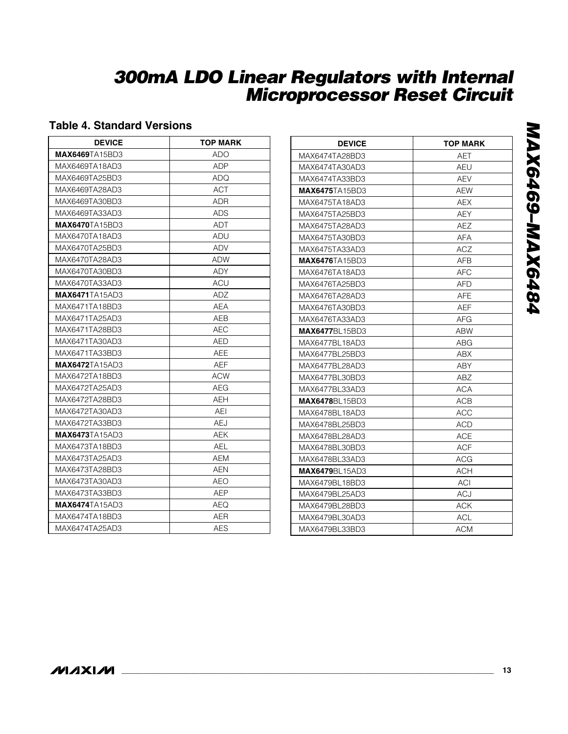## Table 4. Standard Versions

| DEVICE | TOP MARK |
|---|---|
| **MAX6469**TA15BD3 | ADO |
| MAX6469TA18AD3 | ADP |
| MAX6469TA25BD3 | ADQ |
| MAX6469TA28AD3 | ACT |
| MAX6469TA30BD3 | ADR |
| MAX6469TA33AD3 | ADS |
| **MAX6470**TA15BD3 | ADT |
| MAX6470TA18AD3 | ADU |
| MAX6470TA25BD3 | ADV |
| MAX6470TA28AD3 | ADW |
| MAX6470TA30BD3 | ADY |
| MAX6470TA33AD3 | ACU |
| **MAX6471**TA15AD3 | ADZ |
| MAX6471TA18BD3 | AEA |
| MAX6471TA25AD3 | AEB |
| MAX6471TA28BD3 | AEC |
| MAX6471TA30AD3 | AED |
| MAX6471TA33BD3 | AEE |
| **MAX6472**TA15AD3 | AEF |
| MAX6472TA18BD3 | ACW |
| MAX6472TA25AD3 | AEG |
| MAX6472TA28BD3 | AEH |
| MAX6472TA30AD3 | AEI |
| MAX6472TA33BD3 | AEJ |
| **MAX6473**TA15AD3 | AEK |
| MAX6473TA18BD3 | AEL |
| MAX6473TA25AD3 | AEM |
| MAX6473TA28BD3 | AEN |
| MAX6473TA30AD3 | AEO |
| MAX6473TA33BD3 | AEP |
| **MAX6474**TA15AD3 | AEQ |
| MAX6474TA18BD3 | AER |
| MAX6474TA25AD3 | AES |
| MAX6474TA28BD3 | AET |
| MAX6474TA30AD3 | AEU |
| MAX6474TA33BD3 | AEV |
| **MAX6475**TA15BD3 | AEW |
| MAX6475TA18AD3 | AEX |
| MAX6475TA25BD3 | AEY |
| MAX6475TA28AD3 | AEZ |
| MAX6475TA30BD3 | AFA |
| MAX6475TA33AD3 | ACZ |
| **MAX6476**TA15BD3 | AFB |
| MAX6476TA18AD3 | AFC |
| MAX6476TA25BD3 | AFD |
| MAX6476TA28AD3 | AFE |
| MAX6476TA30BD3 | AEF |
| MAX6476TA33AD3 | AFG |
| **MAX6477**BL15BD3 | ABW |
| MAX6477BL18AD3 | ABG |
| MAX6477BL25AD3 | ABX |
| MAX6477BL28AD3 | ABY |
| MAX6477BL30BD3 | ABZ |
| MAX6477BL33AD3 | ACA |
| **MAX6478**BL15BD3 | ACB |
| MAX6478BL18AD3 | ACC |
| MAX6478BL25BD3 | ACD |
| MAX6478BL28AD3 | ACE |
| MAX6478BL30BD3 | ACF |
| MAX6478BL33AD3 | ACG |
| **MAX6479**BL15AD3 | ACH |
| MAX6479BL18BD3 | ACI |
| MAX6479BL25AD3 | ACJ |
| MAX6479BL28AD3 | ACK |
| MAX6479BL30AD3 | ACL |
| MAX6479BL33BD3 | ACM |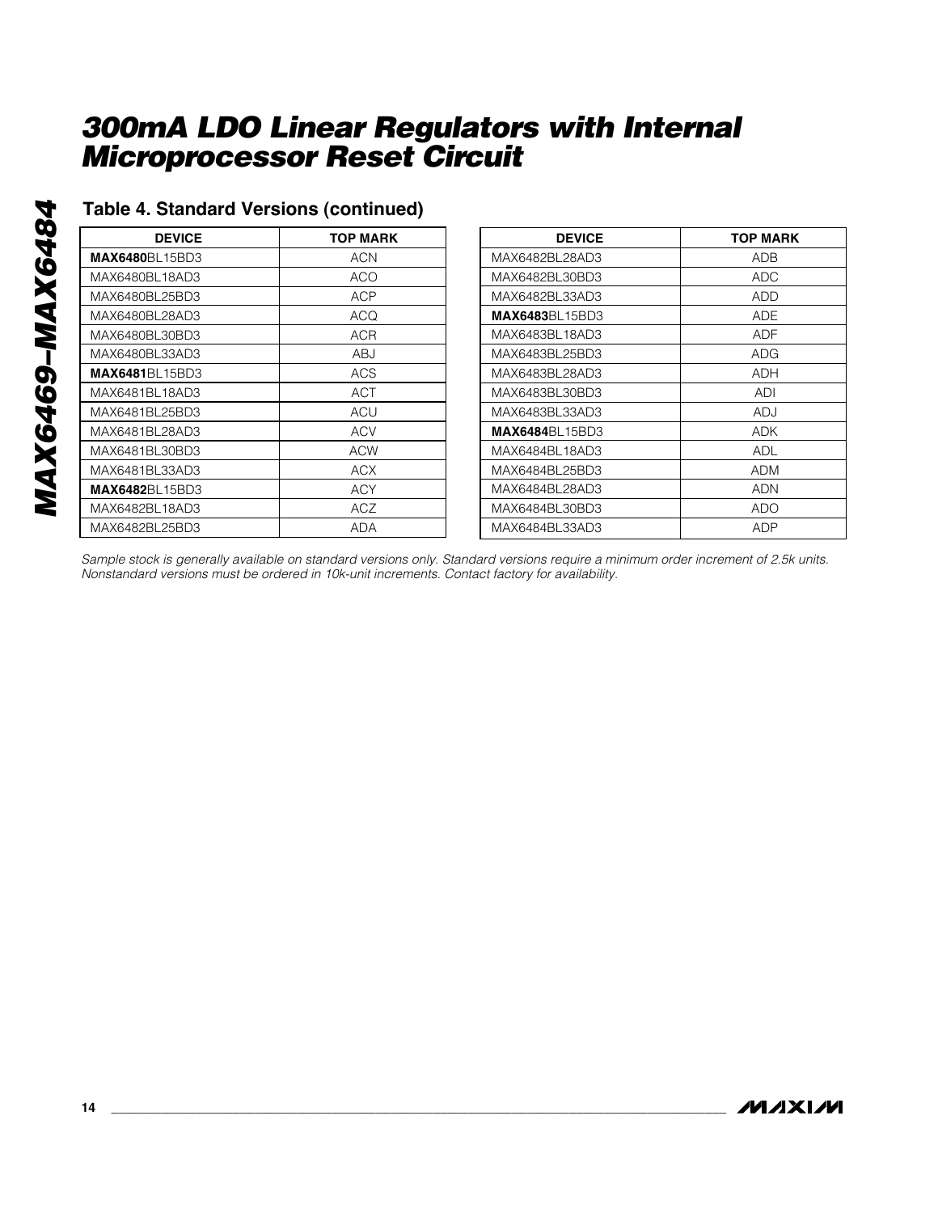## Table 4. Standard Versions (continued)

| DEVICE | TOP MARK |
|---|---|
| **MAX6480**BL15BD3 | ACN |
| MAX6480BL18AD3 | ACO |
| MAX6480BL25BD3 | ACP |
| MAX6480BL28AD3 | ACQ |
| MAX6480BL30BD3 | ACR |
| MAX6480BL33AD3 | ABJ |
| **MAX6481**BL15BD3 | ACS |
| MAX6481BL18AD3 | ACT |
| MAX6481BL25BD3 | ACU |
| MAX6481BL28AD3 | ACV |
| MAX6481BL30BD3 | ACW |
| MAX6481BL33AD3 | ACX |
| **MAX6482**BL15BD3 | ACY |
| MAX6482BL18AD3 | ACZ |
| MAX6482BL25BD3 | ADA |
| MAX6482BL28AD3 | ADB |
| MAX6482BL30BD3 | ADC |
| MAX6482BL33AD3 | ADD |
| **MAX6483**BL15BD3 | ADE |
| MAX6483BL18AD3 | ADF |
| MAX6483BL25BD3 | ADG |
| MAX6483BL28AD3 | ADH |
| MAX6483BL30BD3 | ADI |
| MAX6483BL33AD3 | ADJ |
| **MAX6484**BL15BD3 | ADK |
| MAX6484BL18AD3 | ADL |
| MAX6484BL25BD3 | ADM |
| MAX6484BL28AD3 | ADN |
| MAX6484BL30BD3 | ADO |
| MAX6484BL33AD3 | ADP |

*Sample stock is generally available on standard versions only. Standard versions require a minimum order increment of 2.5k units. Nonstandard versions must be ordered in 10k-unit increments. Contact factory for availability.*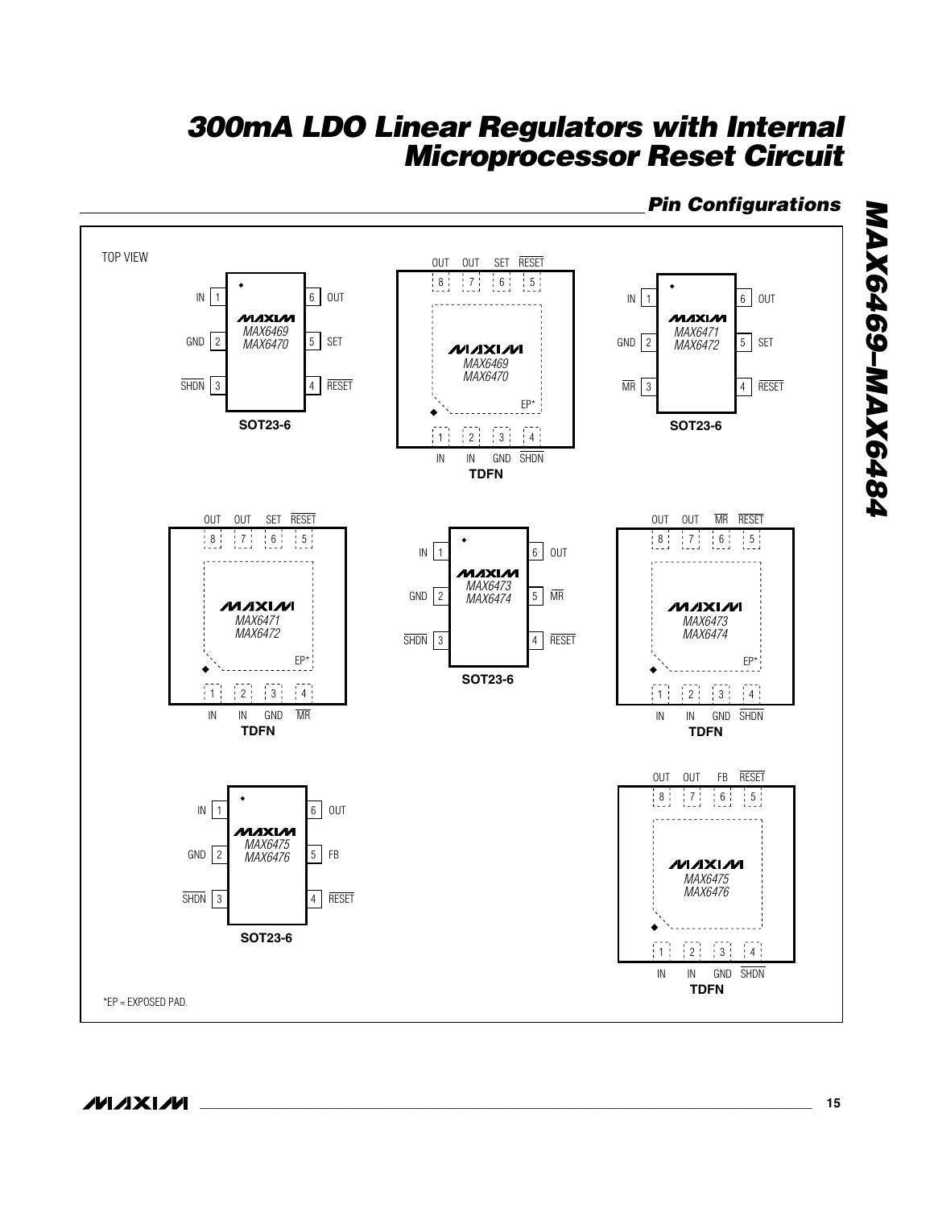## Pin Configurations

TOP VIEW

**MAX6469/MAX6470 — SOT23-6**

| Pin | Name | Pin | Name |
|---|---|---|---|
| 1 | IN | 6 | OUT |
| 2 | GND | 5 | SET |
| 3 | $\overline{SHDN}$ | 4 | $\overline{RESET}$ |

**MAX6469/MAX6470 — TDFN**

| Pin | Name | Pin | Name |
|---|---|---|---|
| 1 | IN | 8 | OUT |
| 2 | IN | 7 | OUT |
| 3 | GND | 6 | SET |
| 4 | $\overline{SHDN}$ | 5 | $\overline{RESET}$ |
| EP* | | | |

**MAX6471/MAX6472 — SOT23-6**

| Pin | Name | Pin | Name |
|---|---|---|---|
| 1 | IN | 6 | OUT |
| 2 | GND | 5 | SET |
| 3 | $\overline{MR}$ | 4 | $\overline{RESET}$ |

**MAX6471/MAX6472 — TDFN**

| Pin | Name | Pin | Name |
|---|---|---|---|
| 1 | IN | 8 | OUT |
| 2 | IN | 7 | OUT |
| 3 | GND | 6 | SET |
| 4 | $\overline{MR}$ | 5 | $\overline{RESET}$ |
| EP* | | | |

**MAX6473/MAX6474 — SOT23-6**

| Pin | Name | Pin | Name |
|---|---|---|---|
| 1 | IN | 6 | OUT |
| 2 | GND | 5 | $\overline{MR}$ |
| 3 | $\overline{SHDN}$ | 4 | $\overline{RESET}$ |

**MAX6473/MAX6474 — TDFN**

| Pin | Name | Pin | Name |
|---|---|---|---|
| 1 | IN | 8 | OUT |
| 2 | IN | 7 | OUT |
| 3 | GND | 6 | $\overline{MR}$ |
| 4 | $\overline{SHDN}$ | 5 | $\overline{RESET}$ |
| EP* | | | |

**MAX6475/MAX6476 — SOT23-6**

| Pin | Name | Pin | Name |
|---|---|---|---|
| 1 | IN | 6 | OUT |
| 2 | GND | 5 | FB |
| 3 | $\overline{SHDN}$ | 4 | $\overline{RESET}$ |

**MAX6475/MAX6476 — TDFN**

| Pin | Name | Pin | Name |
|---|---|---|---|
| 1 | IN | 8 | OUT |
| 2 | IN | 7 | OUT |
| 3 | GND | 6 | FB |
| 4 | $\overline{SHDN}$ | 5 | $\overline{RESET}$ |

*EP = EXPOSED PAD.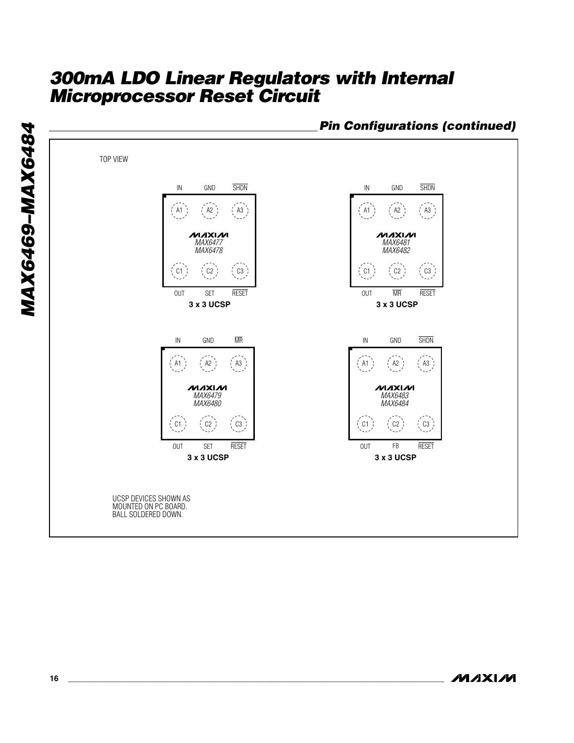## Pin Configurations (continued)

TOP VIEW

**MAX6477/MAX6478 — 3 x 3 UCSP**

| | 1 | 2 | 3 |
|---|---|---|---|
| A | IN | GND | $\overline{SHDN}$ |
| C | OUT | SET | $\overline{RESET}$ |

**MAX6481/MAX6482 — 3 x 3 UCSP**

| | 1 | 2 | 3 |
|---|---|---|---|
| A | IN | GND | $\overline{SHDN}$ |
| C | OUT | $\overline{MR}$ | $\overline{RESET}$ |

**MAX6479/MAX6480 — 3 x 3 UCSP**

| | 1 | 2 | 3 |
|---|---|---|---|
| A | IN | GND | $\overline{MR}$ |
| C | OUT | SET | $\overline{RESET}$ |

**MAX6483/MAX6484 — 3 x 3 UCSP**

| | 1 | 2 | 3 |
|---|---|---|---|
| A | IN | GND | $\overline{SHDN}$ |
| C | OUT | FB | $\overline{RESET}$ |

UCSP DEVICES SHOWN AS MOUNTED ON PC BOARD. BALL SOLDERED DOWN.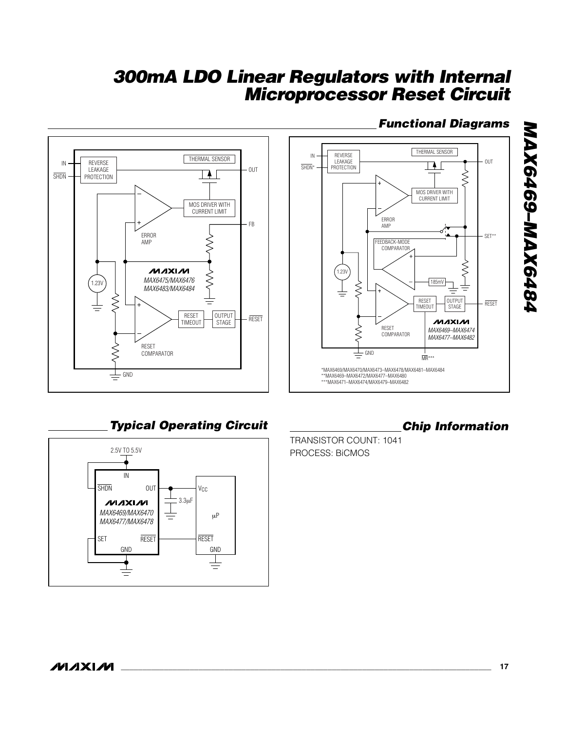## Functional Diagrams

*MAX6469/MAX6470/MAX6473–MAX6478/MAX6481–MAX6484
**MAX6469–MAX6472/MAX6477–MAX6480
***MAX6471–MAX6474/MAX6479–MAX6482

## Typical Operating Circuit

## Chip Information

TRANSISTOR COUNT: 1041
PROCESS: BiCMOS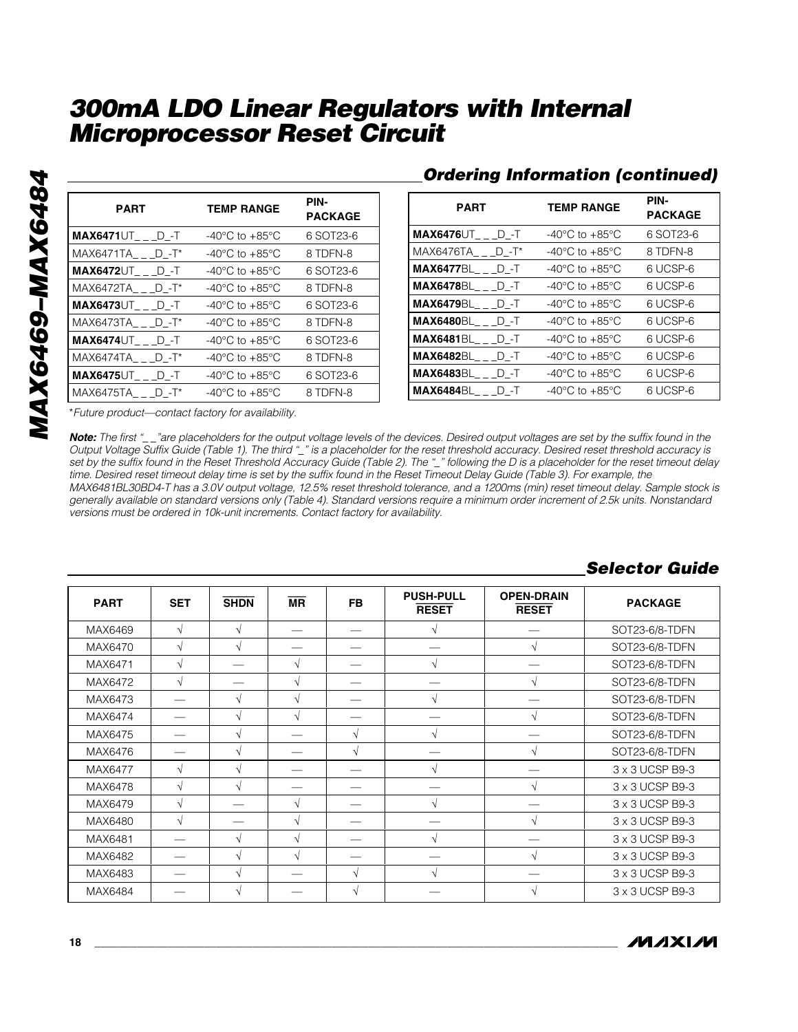## Ordering Information (continued)

| PART | TEMP RANGE | PIN-PACKAGE |
|---|---|---|
| **MAX6471**UT_ _ _D_-T | -40°C to +85°C | 6 SOT23-6 |
| MAX6471TA_ _ _D_-T* | -40°C to +85°C | 8 TDFN-8 |
| **MAX6472**UT_ _ _D_-T | -40°C to +85°C | 6 SOT23-6 |
| MAX6472TA_ _ _D_-T* | -40°C to +85°C | 8 TDFN-8 |
| **MAX6473**UT_ _ _D_-T | -40°C to +85°C | 6 SOT23-6 |
| MAX6473TA_ _ _D_-T* | -40°C to +85°C | 8 TDFN-8 |
| **MAX6474**UT_ _ _D_-T | -40°C to +85°C | 6 SOT23-6 |
| MAX6474TA_ _ _D_-T* | -40°C to +85°C | 8 TDFN-8 |
| **MAX6475**UT_ _ _D_-T | -40°C to +85°C | 6 SOT23-6 |
| MAX6475TA_ _ _D_-T* | -40°C to +85°C | 8 TDFN-8 |
| **MAX6476**UT_ _ _D_-T | -40°C to +85°C | 6 SOT23-6 |
| MAX6476TA_ _ _D_-T* | -40°C to +85°C | 8 TDFN-8 |
| **MAX6477**BL_ _ _D_-T | -40°C to +85°C | 6 UCSP-6 |
| **MAX6478**BL_ _ _D_-T | -40°C to +85°C | 6 UCSP-6 |
| **MAX6479**BL_ _ _D_-T | -40°C to +85°C | 6 UCSP-6 |
| **MAX6480**BL_ _ _D_-T | -40°C to +85°C | 6 UCSP-6 |
| **MAX6481**BL_ _ _D_-T | -40°C to +85°C | 6 UCSP-6 |
| **MAX6482**BL_ _ _D_-T | -40°C to +85°C | 6 UCSP-6 |
| **MAX6483**BL_ _ _D_-T | -40°C to +85°C | 6 UCSP-6 |
| **MAX6484**BL_ _ _D_-T | -40°C to +85°C | 6 UCSP-6 |

**Future product—contact factory for availability.*

***Note:** The first "_ _"are placeholders for the output voltage levels of the devices. Desired output voltages are set by the suffix found in the Output Voltage Suffix Guide (Table 1). The third "_" is a placeholder for the reset threshold accuracy. Desired reset threshold accuracy is set by the suffix found in the Reset Threshold Accuracy Guide (Table 2). The "_" following the D is a placeholder for the reset timeout delay time. Desired reset timeout delay time is set by the suffix found in the Reset Timeout Delay Guide (Table 3). For example, the MAX6481BL30BD4-T has a 3.0V output voltage, 12.5% reset threshold tolerance, and a 1200ms (min) reset timeout delay. Sample stock is generally available on standard versions only (Table 4). Standard versions require a minimum order increment of 2.5k units. Nonstandard versions must be ordered in 10k-unit increments. Contact factory for availability.*

## Selector Guide

| PART | SET | SHDN | MR | FB | PUSH-PULL RESET | OPEN-DRAIN RESET | PACKAGE |
|---|---|---|---|---|---|---|---|
| MAX6469 | √ | √ | — | — | √ | — | SOT23-6/8-TDFN |
| MAX6470 | √ | √ | — | — | — | √ | SOT23-6/8-TDFN |
| MAX6471 | √ | — | √ | — | √ | — | SOT23-6/8-TDFN |
| MAX6472 | √ | — | √ | — | — | √ | SOT23-6/8-TDFN |
| MAX6473 | — | √ | √ | — | √ | — | SOT23-6/8-TDFN |
| MAX6474 | — | √ | √ | — | — | √ | SOT23-6/8-TDFN |
| MAX6475 | — | √ | — | √ | √ | — | SOT23-6/8-TDFN |
| MAX6476 | — | √ | — | √ | — | √ | SOT23-6/8-TDFN |
| MAX6477 | √ | √ | — | — | √ | — | 3 x 3 UCSP B9-3 |
| MAX6478 | √ | √ | — | — | — | √ | 3 x 3 UCSP B9-3 |
| MAX6479 | √ | — | √ | — | √ | — | 3 x 3 UCSP B9-3 |
| MAX6480 | √ | — | √ | — | — | √ | 3 x 3 UCSP B9-3 |
| MAX6481 | — | √ | √ | — | √ | — | 3 x 3 UCSP B9-3 |
| MAX6482 | — | √ | √ | — | — | √ | 3 x 3 UCSP B9-3 |
| MAX6483 | — | √ | — | √ | √ | — | 3 x 3 UCSP B9-3 |
| MAX6484 | — | √ | — | √ | — | √ | 3 x 3 UCSP B9-3 |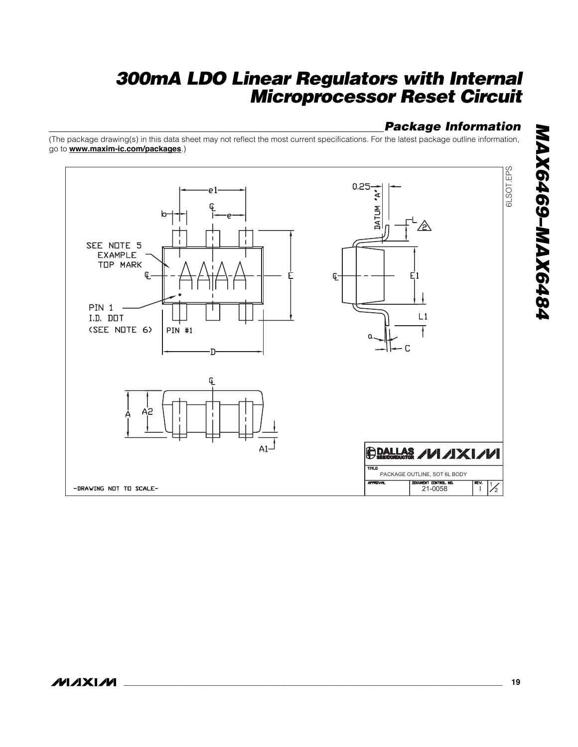## Package Information

(The package drawing(s) in this data sheet may not reflect the most current specifications. For the latest package outline information, go to **www.maxim-ic.com/packages**.)

6LSOT.EPS

SEE NOTE 5
EXAMPLE
TOP MARK

PIN 1
I.D. DOT
(SEE NOTE 6)

PIN #1

-DRAWING NOT TO SCALE-

DALLAS SEMICONDUCTOR MAXIM

TITLE: PACKAGE OUTLINE, SOT 6L BODY

APPROVAL | DOCUMENT CONTROL NO. 21-0058 | REV. I | 1/2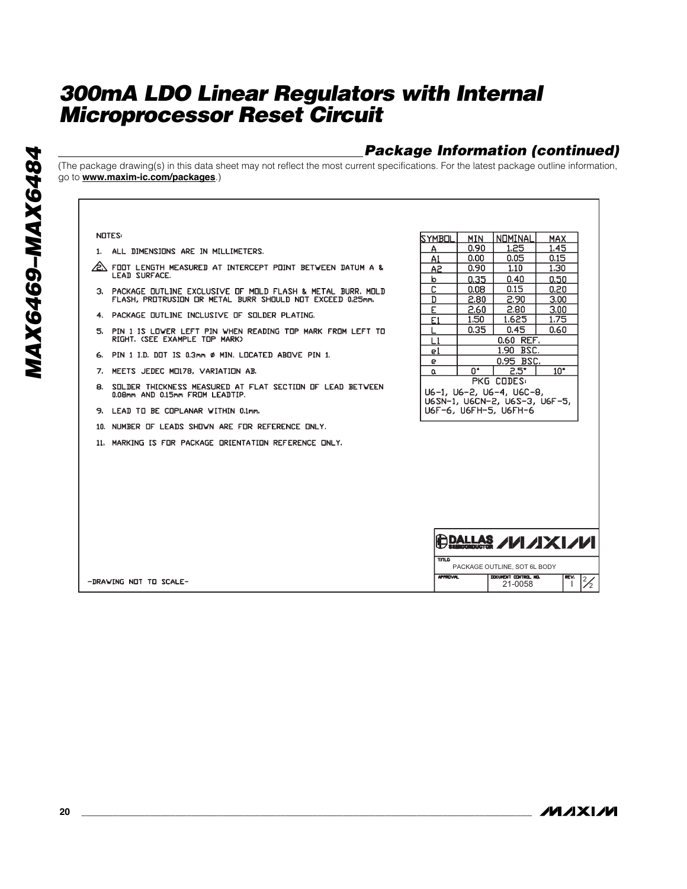## Package Information (continued)

(The package drawing(s) in this data sheet may not reflect the most current specifications. For the latest package outline information, go to **www.maxim-ic.com/packages**.)

NOTES:

1. ALL DIMENSIONS ARE IN MILLIMETERS.
2. FOOT LENGTH MEASURED AT INTERCEPT POINT BETWEEN DATUM A & LEAD SURFACE.
3. PACKAGE OUTLINE EXCLUSIVE OF MOLD FLASH & METAL BURR. MOLD FLASH, PROTRUSION OR METAL BURR SHOULD NOT EXCEED 0.25mm.
4. PACKAGE OUTLINE INCLUSIVE OF SOLDER PLATING.
5. PIN 1 IS LOWER LEFT PIN WHEN READING TOP MARK FROM LEFT TO RIGHT. (SEE EXAMPLE TOP MARK)
6. PIN 1 I.D. DOT IS 0.3mm Ø MIN. LOCATED ABOVE PIN 1.
7. MEETS JEDEC MO178, VARIATION AB.
8. SOLDER THICKNESS MEASURED AT FLAT SECTION OF LEAD BETWEEN 0.08mm AND 0.15mm FROM LEADTIP.
9. LEAD TO BE COPLANAR WITHIN 0.1mm.
10. NUMBER OF LEADS SHOWN ARE FOR REFERENCE ONLY.
11. MARKING IS FOR PACKAGE ORIENTATION REFERENCE ONLY.

| SYMBOL | MIN | NOMINAL | MAX |
|---|---|---|---|
| A | 0.90 | 1.25 | 1.45 |
| A1 | 0.00 | 0.05 | 0.15 |
| A2 | 0.90 | 1.10 | 1.30 |
| b | 0.35 | 0.40 | 0.50 |
| C | 0.08 | 0.15 | 0.20 |
| D | 2.80 | 2.90 | 3.00 |
| E | 2.60 | 2.80 | 3.00 |
| E1 | 1.50 | 1.625 | 1.75 |
| L | 0.35 | 0.45 | 0.60 |
| L1 | | 0.60 REF. | |
| e1 | | 1.90 BSC. | |
| e | | 0.95 BSC. | |
| α | 0° | 2.5° | 10° |

PKG CODES:
U6-1, U6-2, U6-4, U6C-8, U6SN-1, U6CN-2, U6S-3, U6F-5, U6F-6, U6FH-5, U6FH-6

-DRAWING NOT TO SCALE-

DALLAS SEMICONDUCTOR MAXIM

TITLE: PACKAGE OUTLINE, SOT 6L BODY

APPROVAL | DOCUMENT CONTROL NO. 21-0058 | REV. I | 2/2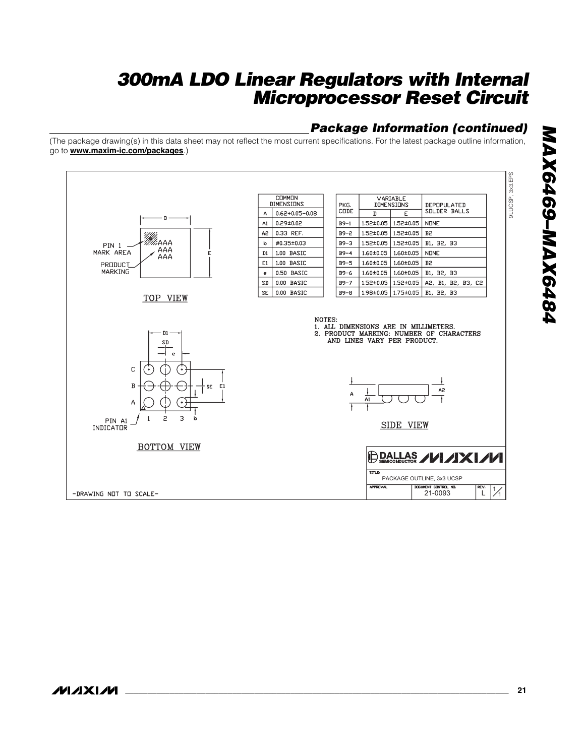## Package Information (continued)

(The package drawing(s) in this data sheet may not reflect the most current specifications. For the latest package outline information, go to **www.maxim-ic.com/packages**.)

| COMMON DIMENSIONS | |
|---|---|
| A | 0.62+0.05−0.08 |
| A1 | 0.29±0.02 |
| A2 | 0.33 REF. |
| b | Ø0.35±0.03 |
| D1 | 1.00 BASIC |
| E1 | 1.00 BASIC |
| e | 0.50 BASIC |
| SD | 0.00 BASIC |
| SE | 0.00 BASIC |

| PKG. CODE | VARIABLE DIMENSIONS | | DEPOPULATED SOLDER BALLS |
|---|---|---|---|
| | D | E | |
| B9-1 | 1.52±0.05 | 1.52±0.05 | NONE |
| B9-2 | 1.52±0.05 | 1.52±0.05 | B2 |
| B9-3 | 1.52±0.05 | 1.52±0.05 | B1, B2, B3 |
| B9-4 | 1.60±0.05 | 1.60±0.05 | NONE |
| B9-5 | 1.60±0.05 | 1.60±0.05 | B2 |
| B9-6 | 1.60±0.05 | 1.60±0.05 | B1, B2, B3 |
| B9-7 | 1.52±0.05 | 1.52±0.05 | A2, B1, B2, B3, C2 |
| B9-8 | 1.98±0.05 | 1.75±0.05 | B1, B2, B3 |

NOTES:
1. ALL DIMENSIONS ARE IN MILLIMETERS.
2. PRODUCT MARKING: NUMBER OF CHARACTERS AND LINES VARY PER PRODUCT.

TOP VIEW

BOTTOM VIEW

SIDE VIEW

-DRAWING NOT TO SCALE-

TITLE: PACKAGE OUTLINE, 3x3 UCSP

DOCUMENT CONTROL NO. 21-0093 REV. L 1/1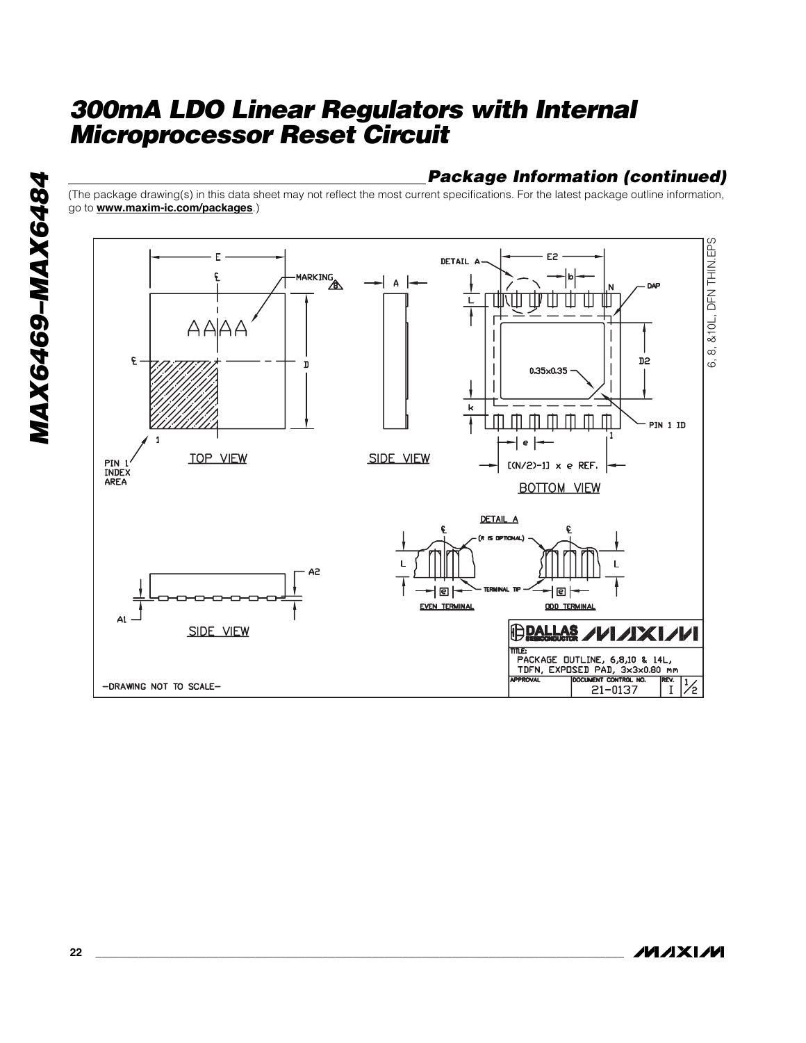## Package Information (continued)

(The package drawing(s) in this data sheet may not reflect the most current specifications. For the latest package outline information, go to **www.maxim-ic.com/packages**.)

6, 8, &10L, DFN THIN.EPS

TOP VIEW

SIDE VIEW

BOTTOM VIEW

DETAIL A

EVEN TERMINAL

ODD TERMINAL

SIDE VIEW

TITLE: PACKAGE OUTLINE, 6,8,10 & 14L, TDFN, EXPOSED PAD, 3x3x0.80 mm

DOCUMENT CONTROL NO. 21-0137 REV. I 1/2

-DRAWING NOT TO SCALE-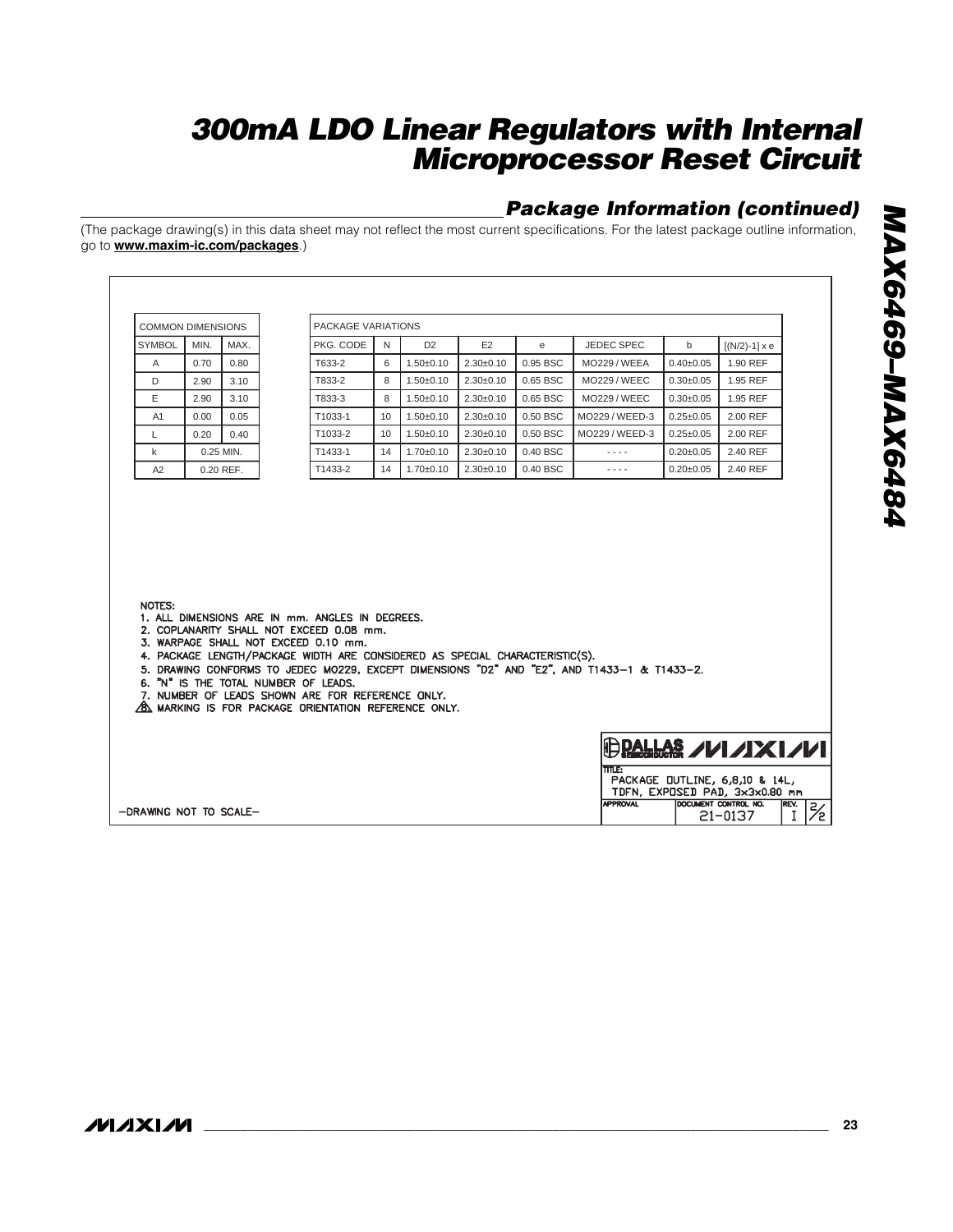## Package Information (continued)

(The package drawing(s) in this data sheet may not reflect the most current specifications. For the latest package outline information, go to **www.maxim-ic.com/packages**.)

| COMMON DIMENSIONS | | |
|---|---|---|
| SYMBOL | MIN. | MAX. |
| A | 0.70 | 0.80 |
| D | 2.90 | 3.10 |
| E | 2.90 | 3.10 |
| A1 | 0.00 | 0.05 |
| L | 0.20 | 0.40 |
| k | 0.25 MIN. | |
| A2 | 0.20 REF. | |

| PACKAGE VARIATIONS | | | | | | | |
|---|---|---|---|---|---|---|---|
| PKG. CODE | N | D2 | E2 | e | JEDEC SPEC | b | [(N/2)-1] x e |
| T633-2 | 6 | 1.50±0.10 | 2.30±0.10 | 0.95 BSC | MO229 / WEEA | 0.40±0.05 | 1.90 REF |
| T833-2 | 8 | 1.50±0.10 | 2.30±0.10 | 0.65 BSC | MO229 / WEEC | 0.30±0.05 | 1.95 REF |
| T833-3 | 8 | 1.50±0.10 | 2.30±0.10 | 0.65 BSC | MO229 / WEEC | 0.30±0.05 | 1.95 REF |
| T1033-1 | 10 | 1.50±0.10 | 2.30±0.10 | 0.50 BSC | MO229 / WEED-3 | 0.25±0.05 | 2.00 REF |
| T1033-2 | 10 | 1.50±0.10 | 2.30±0.10 | 0.50 BSC | MO229 / WEED-3 | 0.25±0.05 | 2.00 REF |
| T1433-1 | 14 | 1.70±0.10 | 2.30±0.10 | 0.40 BSC | - - - - | 0.20±0.05 | 2.40 REF |
| T1433-2 | 14 | 1.70±0.10 | 2.30±0.10 | 0.40 BSC | - - - - | 0.20±0.05 | 2.40 REF |

NOTES:

1. ALL DIMENSIONS ARE IN mm. ANGLES IN DEGREES.
2. COPLANARITY SHALL NOT EXCEED 0.08 mm.
3. WARPAGE SHALL NOT EXCEED 0.10 mm.
4. PACKAGE LENGTH/PACKAGE WIDTH ARE CONSIDERED AS SPECIAL CHARACTERISTIC(S).
5. DRAWING CONFORMS TO JEDEC MO229, EXCEPT DIMENSIONS "D2" AND "E2", AND T1433-1 & T1433-2.
6. "N" IS THE TOTAL NUMBER OF LEADS.
7. NUMBER OF LEADS SHOWN ARE FOR REFERENCE ONLY.
8. MARKING IS FOR PACKAGE ORIENTATION REFERENCE ONLY.

-DRAWING NOT TO SCALE-

DALLAS SEMICONDUCTOR MAXIM

TITLE: PACKAGE OUTLINE, 6,8,10 & 14L, TDFN, EXPOSED PAD, 3x3x0.80 mm

APPROVAL | DOCUMENT CONTROL NO. 21-0137 | REV. I | 2/2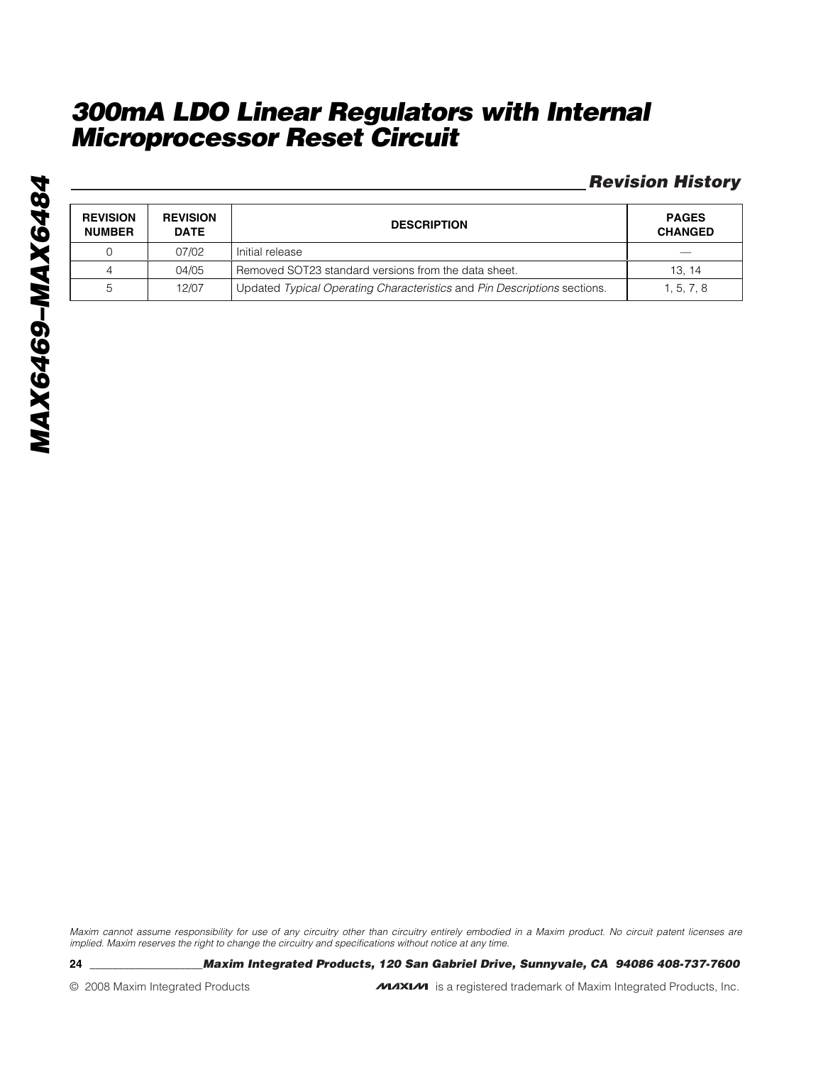## Revision History

| REVISION NUMBER | REVISION DATE | DESCRIPTION | PAGES CHANGED |
|---|---|---|---|
| 0 | 07/02 | Initial release | — |
| 4 | 04/05 | Removed SOT23 standard versions from the data sheet. | 13, 14 |
| 5 | 12/07 | Updated *Typical Operating Characteristics* and *Pin Descriptions* sections. | 1, 5, 7, 8 |

*Maxim cannot assume responsibility for use of any circuitry other than circuitry entirely embodied in a Maxim product. No circuit patent licenses are implied. Maxim reserves the right to change the circuitry and specifications without notice at any time.*

***Maxim Integrated Products, 120 San Gabriel Drive, Sunnyvale, CA 94086 408-737-7600***

© 2008 Maxim Integrated Products

MAXIM is a registered trademark of Maxim Integrated Products, Inc.